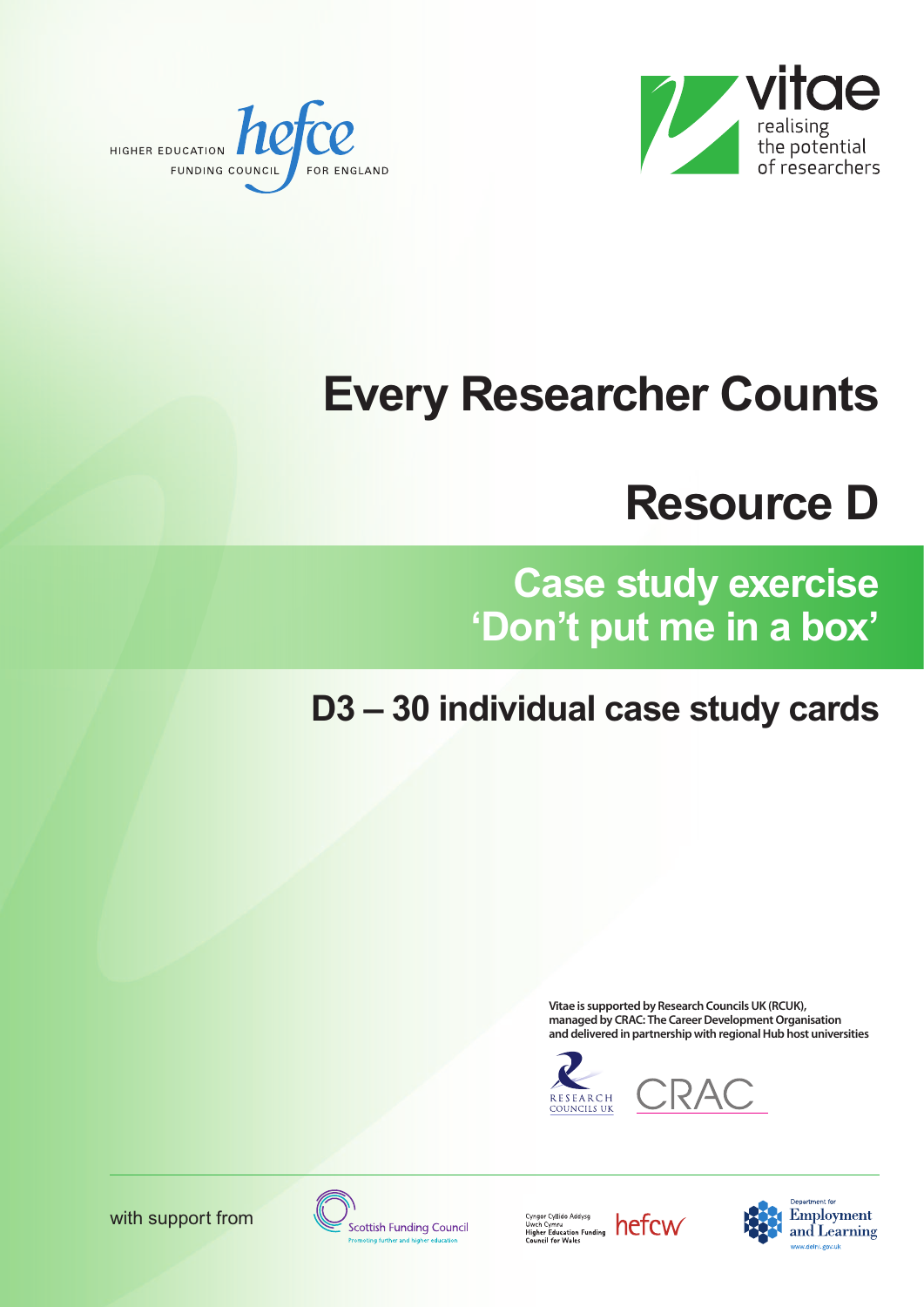HIGHER EDUCATION FUNDING COUNCIL FOR ENGLAND

vitae
realising the potential of researchers

# Every Researcher Counts

# Resource D

## Case study exercise 'Don't put me in a box'

## D3 – 30 individual case study cards

**Vitae is supported by Research Councils UK (RCUK), managed by CRAC: The Career Development Organisation and delivered in partnership with regional Hub host universities**

RESEARCH COUNCILS UK

CRAC

with support from

Scottish Funding Council
Promoting further and higher education

Cyngor Cyllido Addysg Uwch Cymru
Higher Education Funding Council for Wales
hefcw

Department for Employment and Learning
www.delni.gov.uk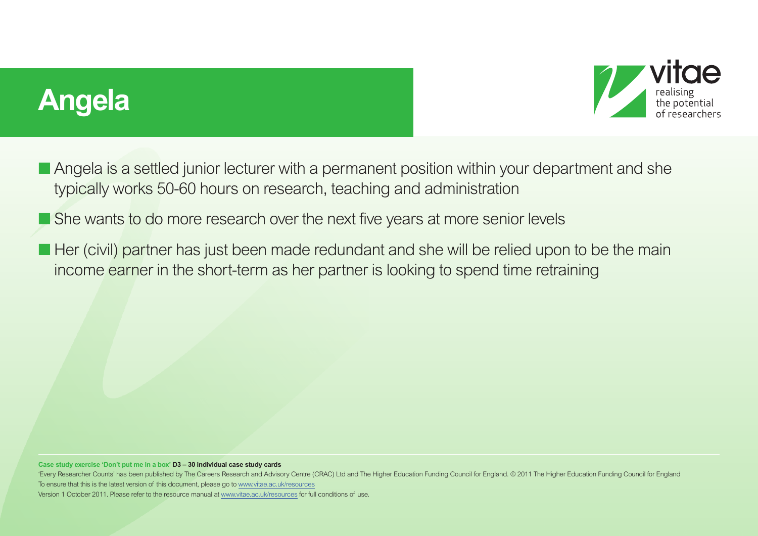# Angela

- Angela is a settled junior lecturer with a permanent position within your department and she typically works 50-60 hours on research, teaching and administration
- She wants to do more research over the next five years at more senior levels
- Her (civil) partner has just been made redundant and she will be relied upon to be the main income earner in the short-term as her partner is looking to spend time retraining

**Case study exercise 'Don't put me in a box' D3 – 30 individual case study cards**

'Every Researcher Counts' has been published by The Careers Research and Advisory Centre (CRAC) Ltd and The Higher Education Funding Council for England. © 2011 The Higher Education Funding Council for England
To ensure that this is the latest version of this document, please go to www.vitae.ac.uk/resources
Version 1 October 2011. Please refer to the resource manual at www.vitae.ac.uk/resources for full conditions of use.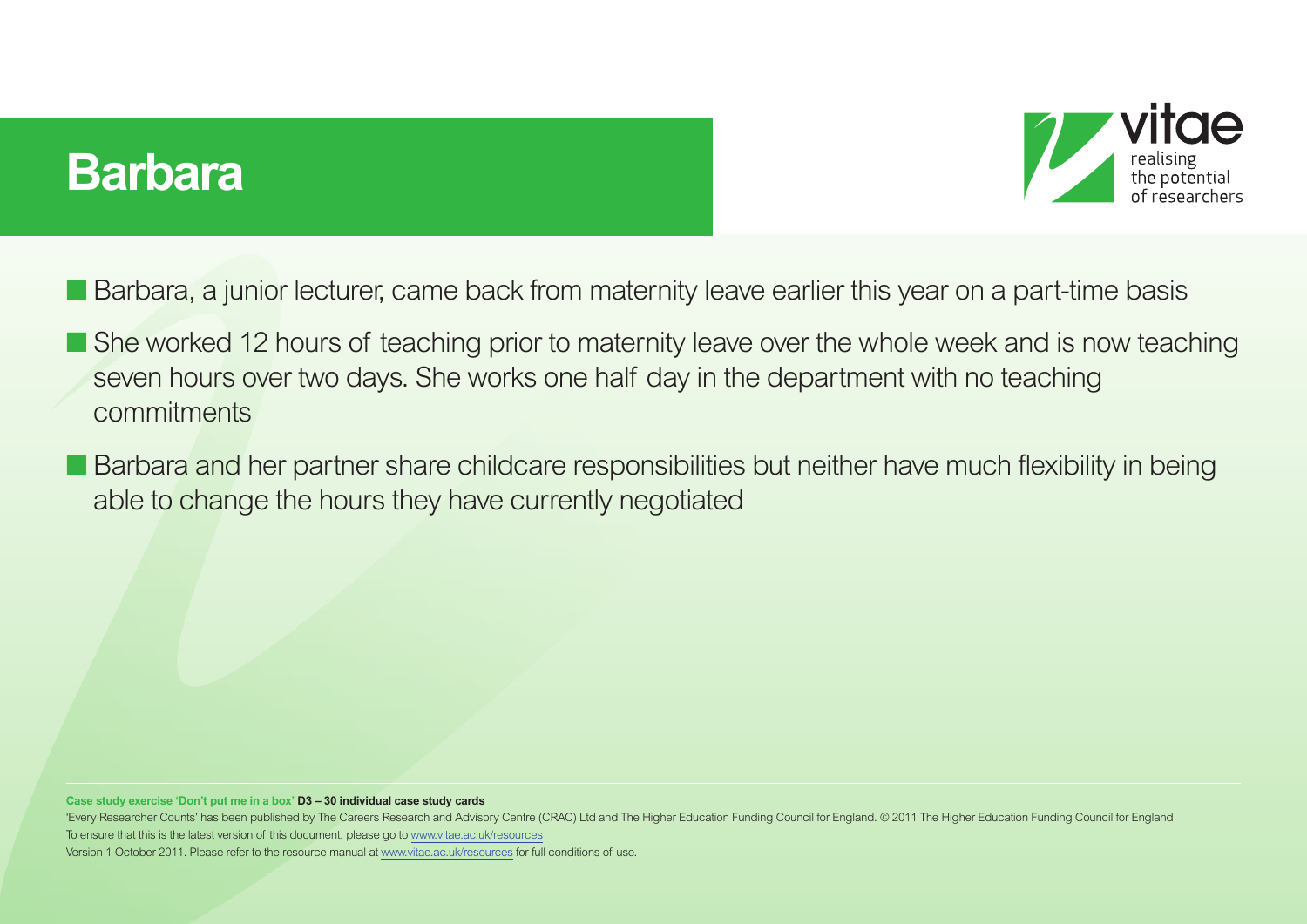# Barbara

- Barbara, a junior lecturer, came back from maternity leave earlier this year on a part-time basis
- She worked 12 hours of teaching prior to maternity leave over the whole week and is now teaching seven hours over two days. She works one half day in the department with no teaching commitments
- Barbara and her partner share childcare responsibilities but neither have much flexibility in being able to change the hours they have currently negotiated

**Case study exercise 'Don't put me in a box' D3 – 30 individual case study cards**

'Every Researcher Counts' has been published by The Careers Research and Advisory Centre (CRAC) Ltd and The Higher Education Funding Council for England. © 2011 The Higher Education Funding Council for England
To ensure that this is the latest version of this document, please go to www.vitae.ac.uk/resources
Version 1 October 2011. Please refer to the resource manual at www.vitae.ac.uk/resources for full conditions of use.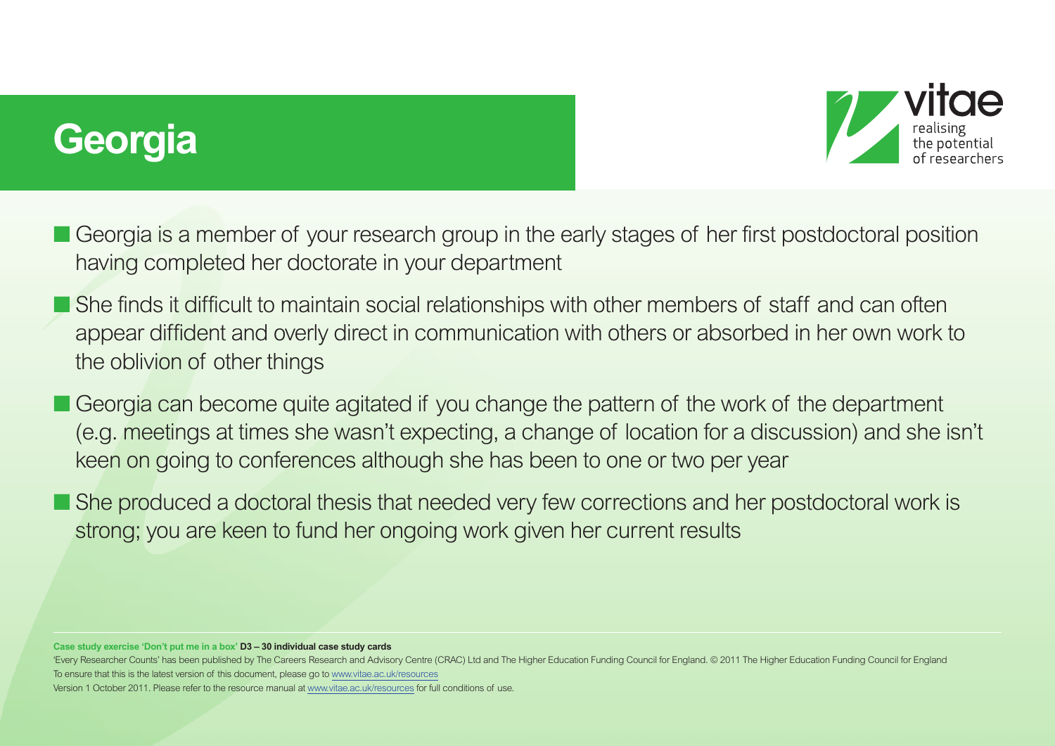# Georgia

- Georgia is a member of your research group in the early stages of her first postdoctoral position having completed her doctorate in your department
- She finds it difficult to maintain social relationships with other members of staff and can often appear diffident and overly direct in communication with others or absorbed in her own work to the oblivion of other things
- Georgia can become quite agitated if you change the pattern of the work of the department (e.g. meetings at times she wasn't expecting, a change of location for a discussion) and she isn't keen on going to conferences although she has been to one or two per year
- She produced a doctoral thesis that needed very few corrections and her postdoctoral work is strong; you are keen to fund her ongoing work given her current results

**Case study exercise 'Don't put me in a box' D3 – 30 individual case study cards**

'Every Researcher Counts' has been published by The Careers Research and Advisory Centre (CRAC) Ltd and The Higher Education Funding Council for England. © 2011 The Higher Education Funding Council for England

To ensure that this is the latest version of this document, please go to www.vitae.ac.uk/resources

Version 1 October 2011. Please refer to the resource manual at www.vitae.ac.uk/resources for full conditions of use.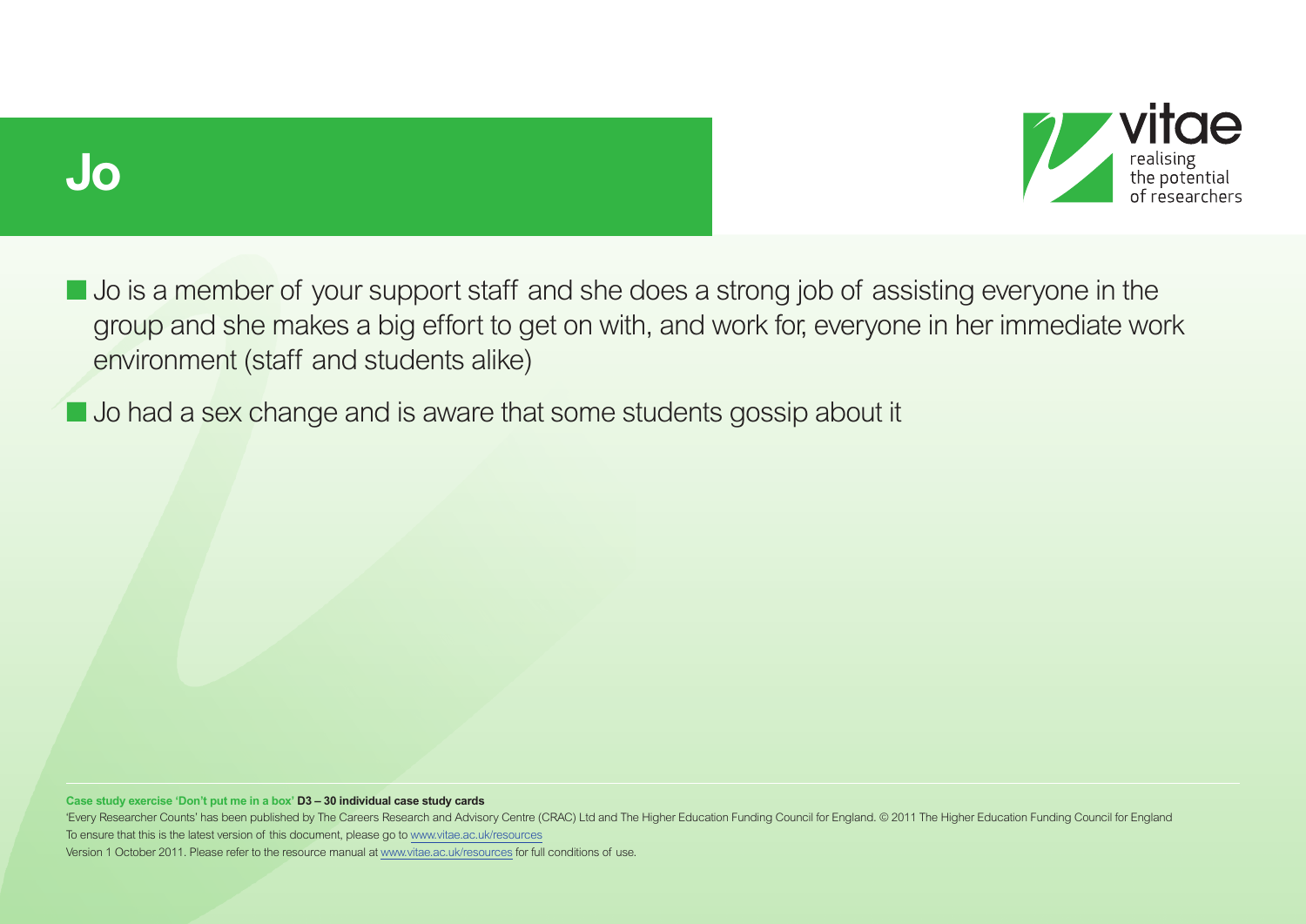# Jo

- Jo is a member of your support staff and she does a strong job of assisting everyone in the group and she makes a big effort to get on with, and work for, everyone in her immediate work environment (staff and students alike)
- Jo had a sex change and is aware that some students gossip about it

**Case study exercise 'Don't put me in a box' D3 – 30 individual case study cards**

'Every Researcher Counts' has been published by The Careers Research and Advisory Centre (CRAC) Ltd and The Higher Education Funding Council for England. © 2011 The Higher Education Funding Council for England
To ensure that this is the latest version of this document, please go to www.vitae.ac.uk/resources
Version 1 October 2011. Please refer to the resource manual at www.vitae.ac.uk/resources for full conditions of use.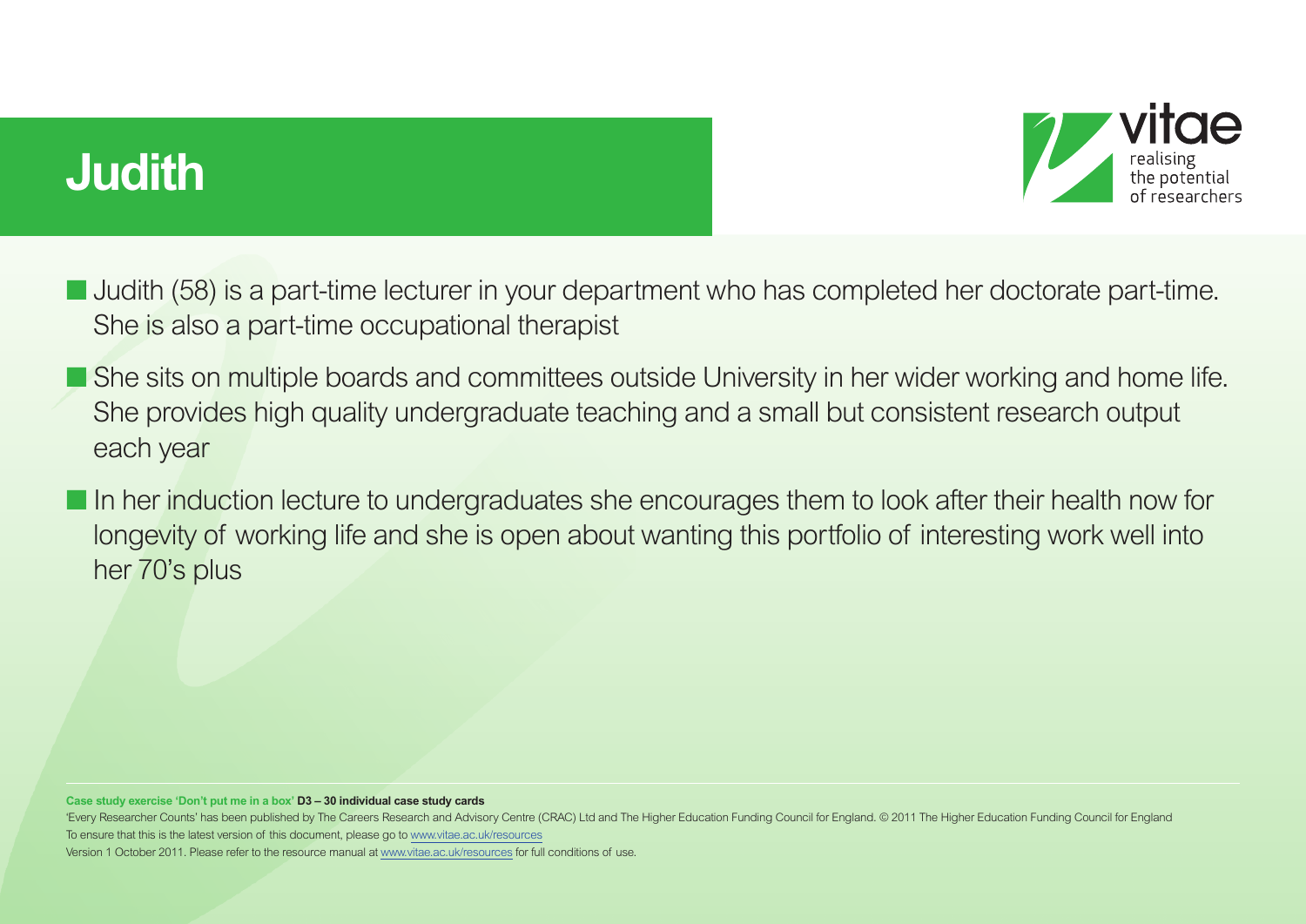# Judith

- Judith (58) is a part-time lecturer in your department who has completed her doctorate part-time. She is also a part-time occupational therapist
- She sits on multiple boards and committees outside University in her wider working and home life. She provides high quality undergraduate teaching and a small but consistent research output each year
- In her induction lecture to undergraduates she encourages them to look after their health now for longevity of working life and she is open about wanting this portfolio of interesting work well into her 70's plus

**Case study exercise 'Don't put me in a box' D3 – 30 individual case study cards**

'Every Researcher Counts' has been published by The Careers Research and Advisory Centre (CRAC) Ltd and The Higher Education Funding Council for England. © 2011 The Higher Education Funding Council for England
To ensure that this is the latest version of this document, please go to www.vitae.ac.uk/resources
Version 1 October 2011. Please refer to the resource manual at www.vitae.ac.uk/resources for full conditions of use.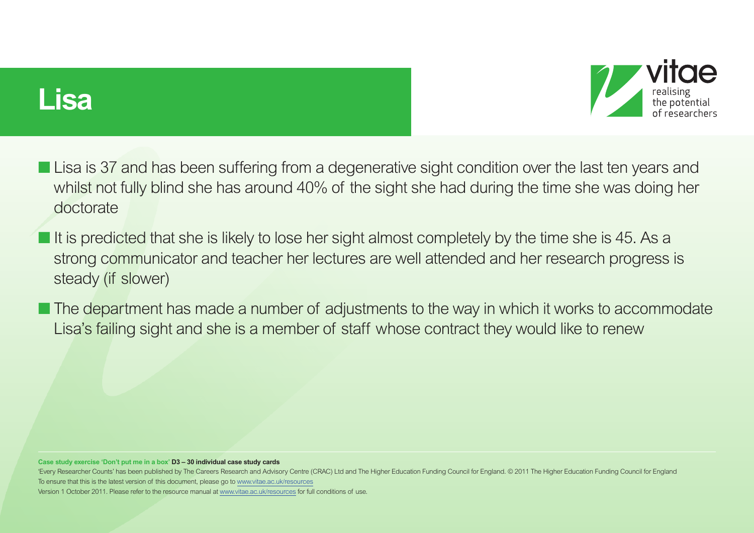# Lisa

- Lisa is 37 and has been suffering from a degenerative sight condition over the last ten years and whilst not fully blind she has around 40% of the sight she had during the time she was doing her doctorate
- It is predicted that she is likely to lose her sight almost completely by the time she is 45. As a strong communicator and teacher her lectures are well attended and her research progress is steady (if slower)
- The department has made a number of adjustments to the way in which it works to accommodate Lisa's failing sight and she is a member of staff whose contract they would like to renew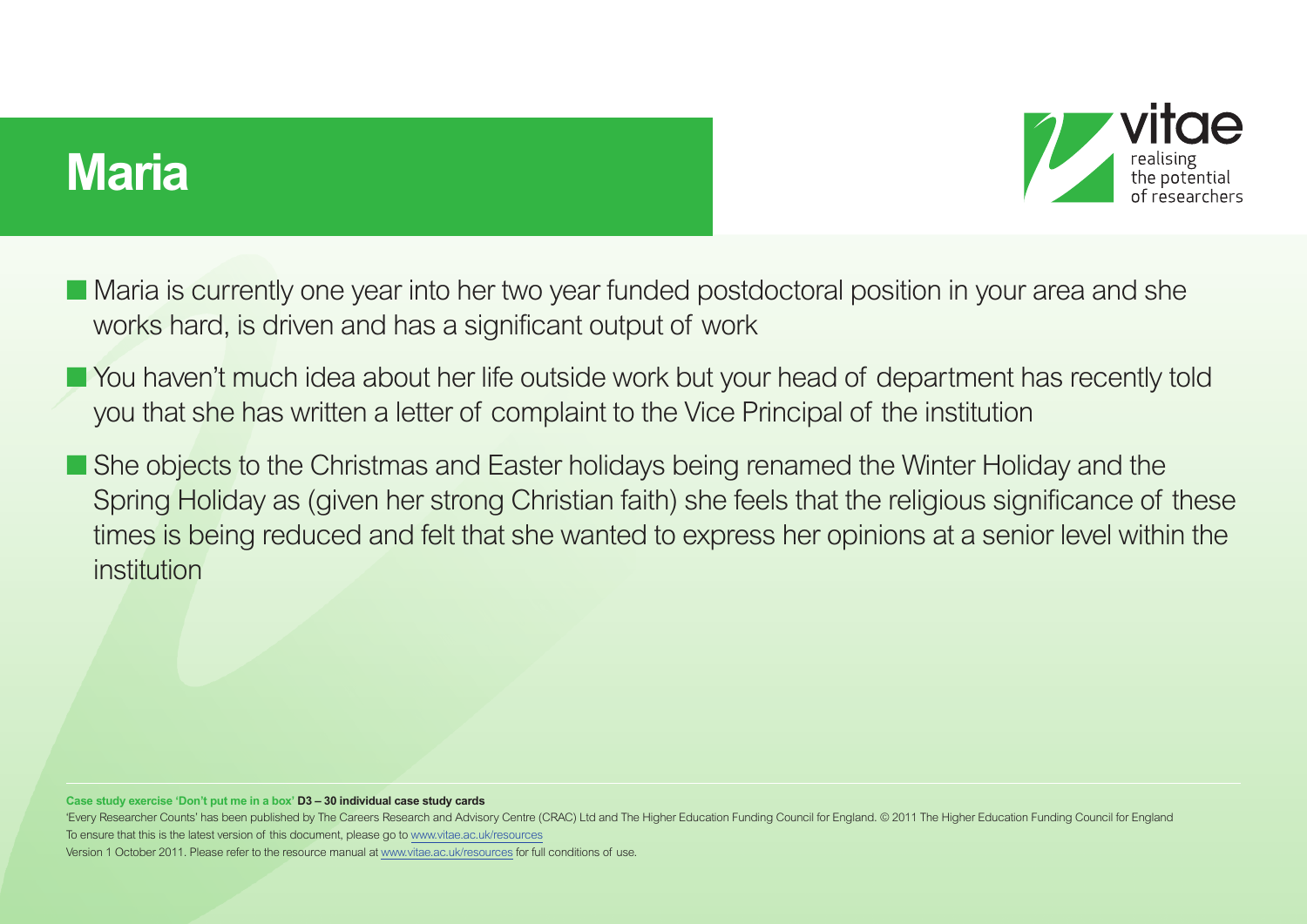# Maria

- Maria is currently one year into her two year funded postdoctoral position in your area and she works hard, is driven and has a significant output of work
- You haven't much idea about her life outside work but your head of department has recently told you that she has written a letter of complaint to the Vice Principal of the institution
- She objects to the Christmas and Easter holidays being renamed the Winter Holiday and the Spring Holiday as (given her strong Christian faith) she feels that the religious significance of these times is being reduced and felt that she wanted to express her opinions at a senior level within the institution

**Case study exercise 'Don't put me in a box' D3 – 30 individual case study cards**

'Every Researcher Counts' has been published by The Careers Research and Advisory Centre (CRAC) Ltd and The Higher Education Funding Council for England. © 2011 The Higher Education Funding Council for England
To ensure that this is the latest version of this document, please go to www.vitae.ac.uk/resources
Version 1 October 2011. Please refer to the resource manual at www.vitae.ac.uk/resources for full conditions of use.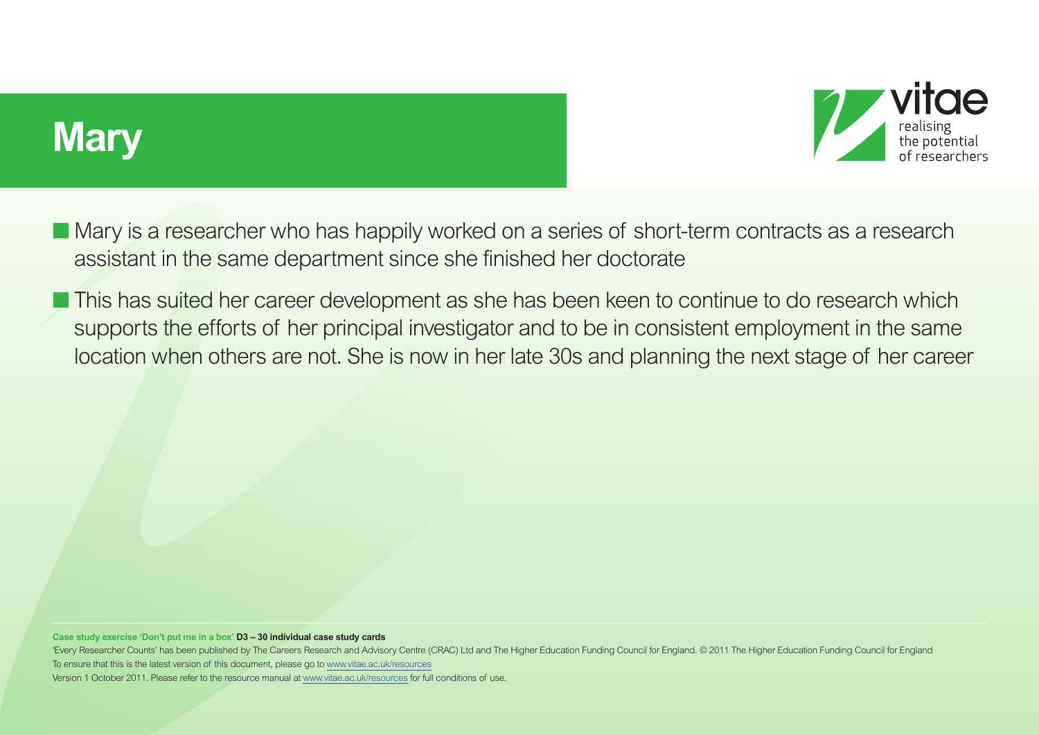# Mary

- Mary is a researcher who has happily worked on a series of short-term contracts as a research assistant in the same department since she finished her doctorate
- This has suited her career development as she has been keen to continue to do research which supports the efforts of her principal investigator and to be in consistent employment in the same location when others are not. She is now in her late 30s and planning the next stage of her career

**Case study exercise 'Don't put me in a box' D3 – 30 individual case study cards**

'Every Researcher Counts' has been published by The Careers Research and Advisory Centre (CRAC) Ltd and The Higher Education Funding Council for England. © 2011 The Higher Education Funding Council for England
To ensure that this is the latest version of this document, please go to www.vitae.ac.uk/resources
Version 1 October 2011. Please refer to the resource manual at www.vitae.ac.uk/resources for full conditions of use.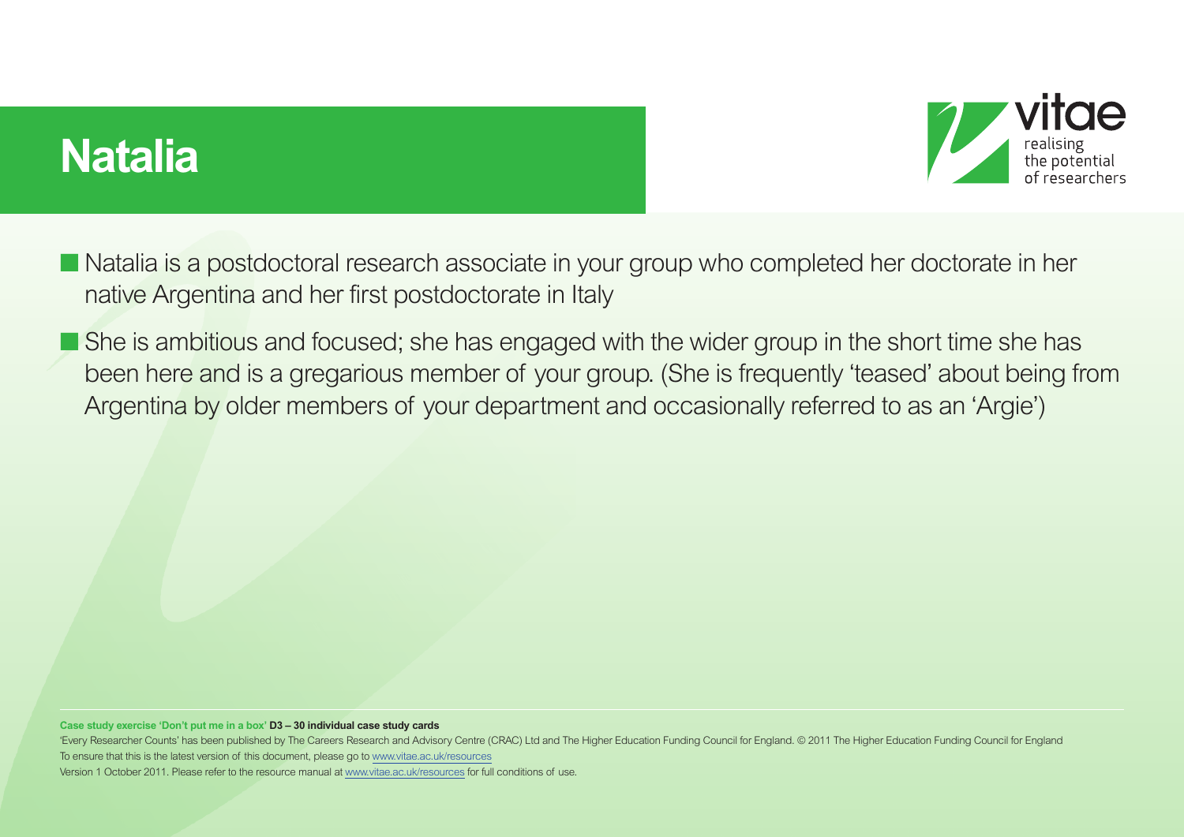# Natalia

- Natalia is a postdoctoral research associate in your group who completed her doctorate in her native Argentina and her first postdoctorate in Italy
- She is ambitious and focused; she has engaged with the wider group in the short time she has been here and is a gregarious member of your group. (She is frequently 'teased' about being from Argentina by older members of your department and occasionally referred to as an 'Argie')

**Case study exercise 'Don't put me in a box' D3 – 30 individual case study cards**

'Every Researcher Counts' has been published by The Careers Research and Advisory Centre (CRAC) Ltd and The Higher Education Funding Council for England. © 2011 The Higher Education Funding Council for England

To ensure that this is the latest version of this document, please go to www.vitae.ac.uk/resources

Version 1 October 2011. Please refer to the resource manual at www.vitae.ac.uk/resources for full conditions of use.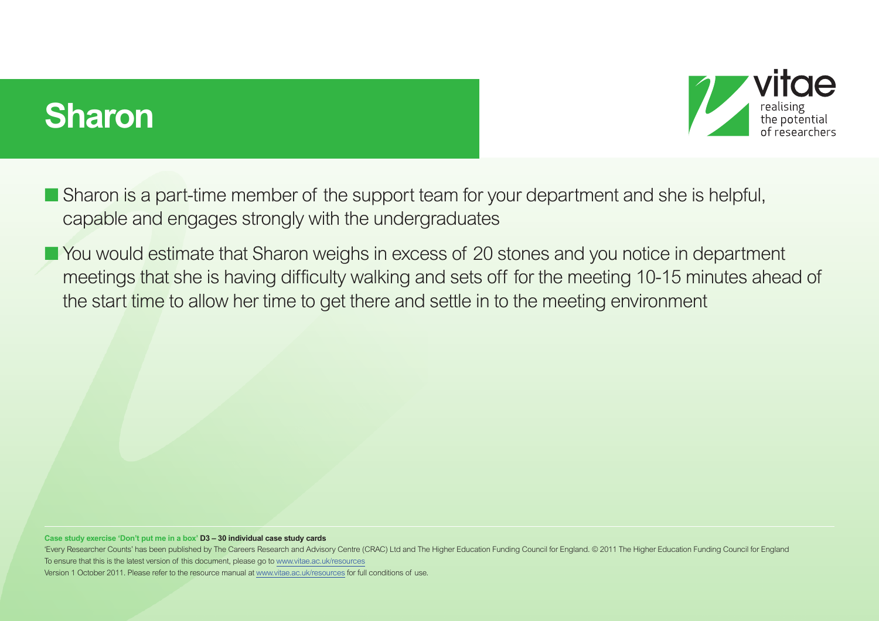# Sharon

- Sharon is a part-time member of the support team for your department and she is helpful, capable and engages strongly with the undergraduates
- You would estimate that Sharon weighs in excess of 20 stones and you notice in department meetings that she is having difficulty walking and sets off for the meeting 10-15 minutes ahead of the start time to allow her time to get there and settle in to the meeting environment

**Case study exercise 'Don't put me in a box' D3 – 30 individual case study cards**

'Every Researcher Counts' has been published by The Careers Research and Advisory Centre (CRAC) Ltd and The Higher Education Funding Council for England. © 2011 The Higher Education Funding Council for England

To ensure that this is the latest version of this document, please go to www.vitae.ac.uk/resources

Version 1 October 2011. Please refer to the resource manual at www.vitae.ac.uk/resources for full conditions of use.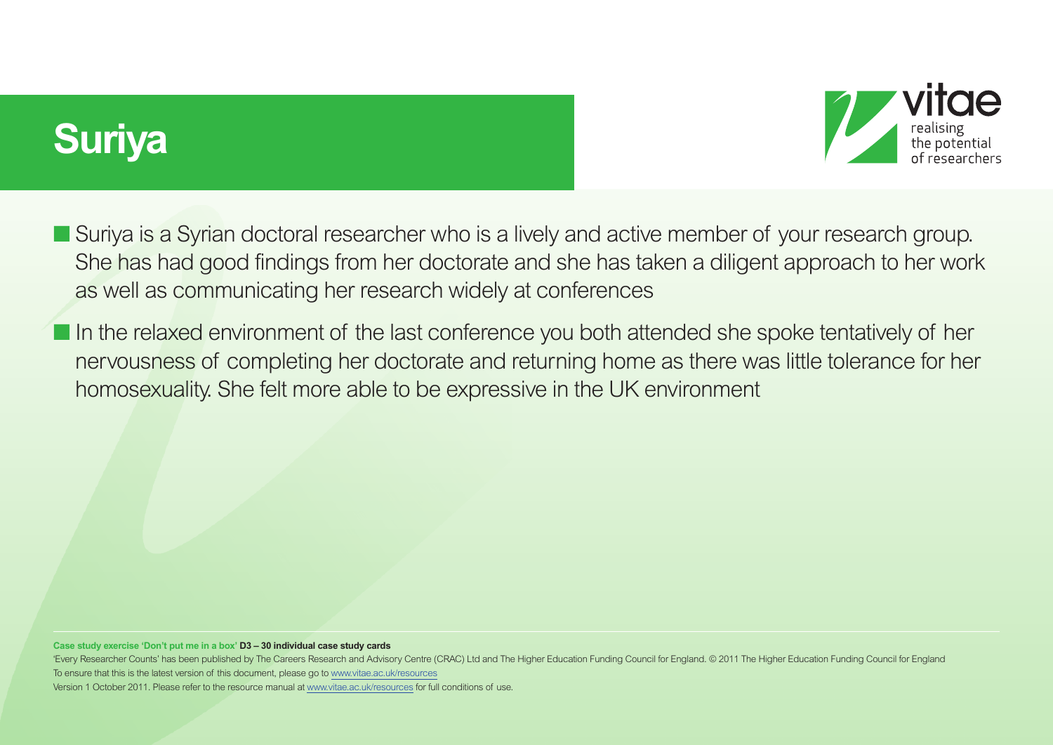# Suriya

- Suriya is a Syrian doctoral researcher who is a lively and active member of your research group. She has had good findings from her doctorate and she has taken a diligent approach to her work as well as communicating her research widely at conferences
- In the relaxed environment of the last conference you both attended she spoke tentatively of her nervousness of completing her doctorate and returning home as there was little tolerance for her homosexuality. She felt more able to be expressive in the UK environment

**Case study exercise 'Don't put me in a box' D3 – 30 individual case study cards**

'Every Researcher Counts' has been published by The Careers Research and Advisory Centre (CRAC) Ltd and The Higher Education Funding Council for England. © 2011 The Higher Education Funding Council for England
To ensure that this is the latest version of this document, please go to www.vitae.ac.uk/resources
Version 1 October 2011. Please refer to the resource manual at www.vitae.ac.uk/resources for full conditions of use.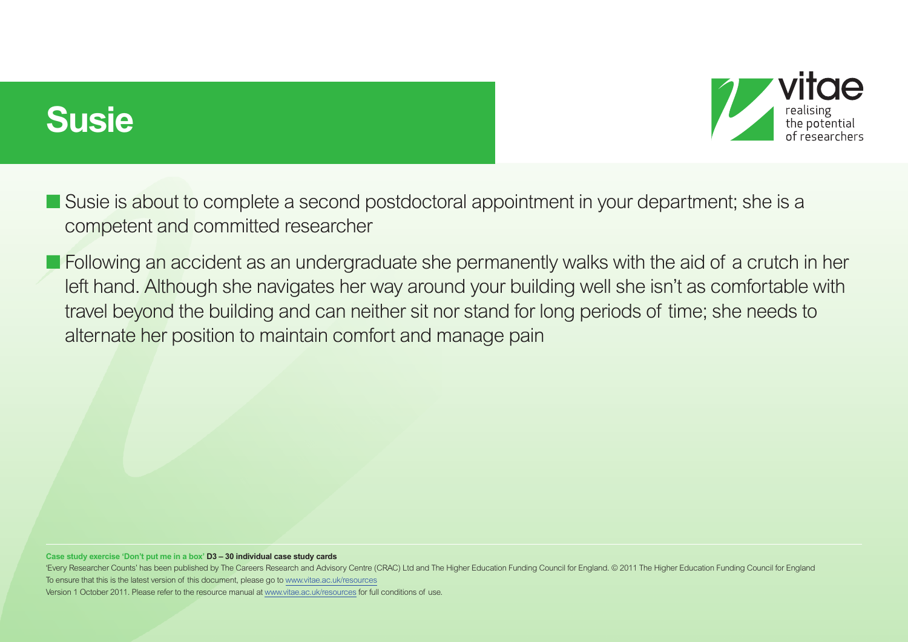# Susie

- Susie is about to complete a second postdoctoral appointment in your department; she is a competent and committed researcher
- Following an accident as an undergraduate she permanently walks with the aid of a crutch in her left hand. Although she navigates her way around your building well she isn't as comfortable with travel beyond the building and can neither sit nor stand for long periods of time; she needs to alternate her position to maintain comfort and manage pain

**Case study exercise 'Don't put me in a box' D3 – 30 individual case study cards**

'Every Researcher Counts' has been published by The Careers Research and Advisory Centre (CRAC) Ltd and The Higher Education Funding Council for England. © 2011 The Higher Education Funding Council for England
To ensure that this is the latest version of this document, please go to www.vitae.ac.uk/resources
Version 1 October 2011. Please refer to the resource manual at www.vitae.ac.uk/resources for full conditions of use.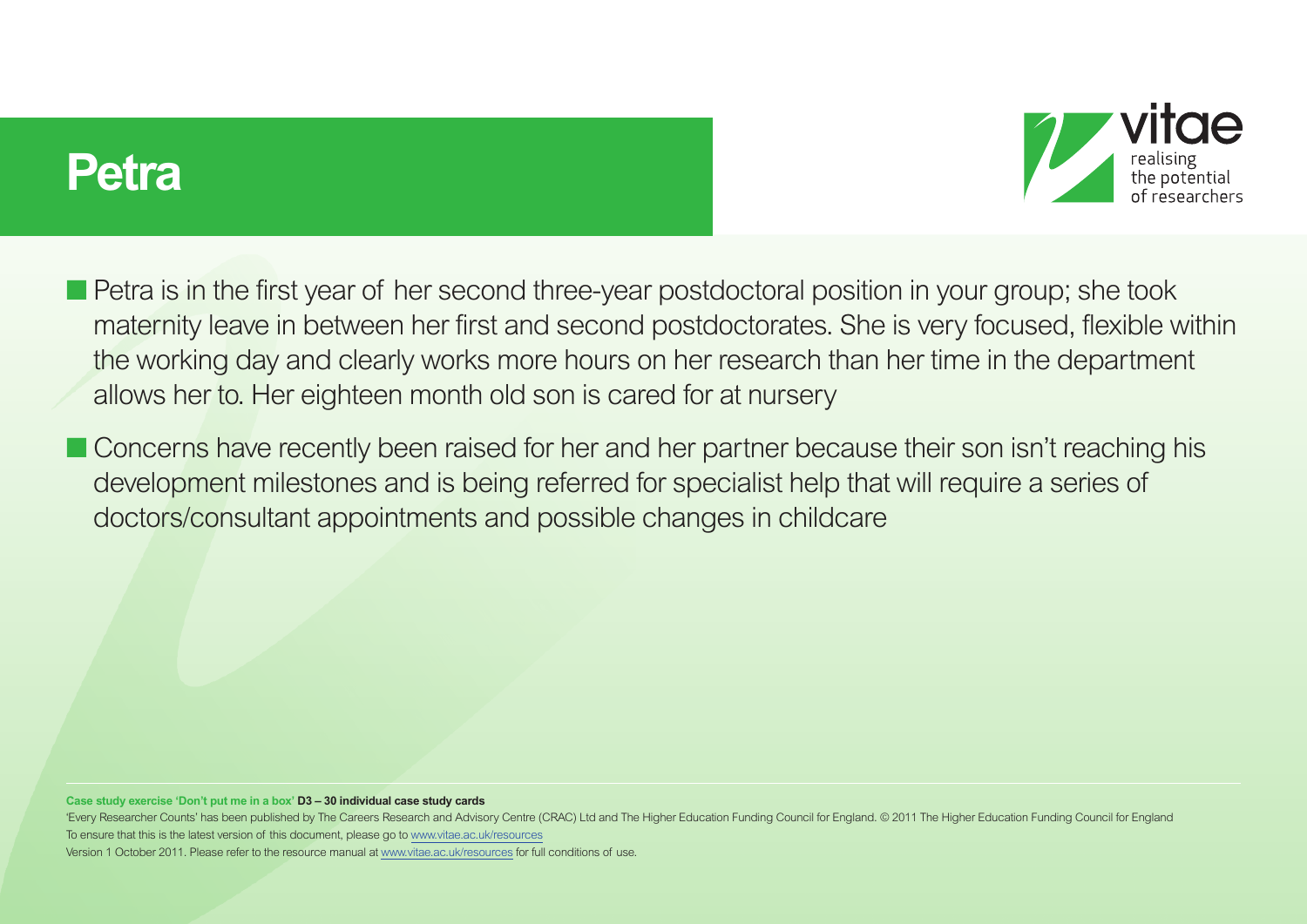# Petra

- Petra is in the first year of her second three-year postdoctoral position in your group; she took maternity leave in between her first and second postdoctorates. She is very focused, flexible within the working day and clearly works more hours on her research than her time in the department allows her to. Her eighteen month old son is cared for at nursery
- Concerns have recently been raised for her and her partner because their son isn't reaching his development milestones and is being referred for specialist help that will require a series of doctors/consultant appointments and possible changes in childcare

**Case study exercise 'Don't put me in a box' D3 – 30 individual case study cards**

'Every Researcher Counts' has been published by The Careers Research and Advisory Centre (CRAC) Ltd and The Higher Education Funding Council for England. © 2011 The Higher Education Funding Council for England
To ensure that this is the latest version of this document, please go to www.vitae.ac.uk/resources
Version 1 October 2011. Please refer to the resource manual at www.vitae.ac.uk/resources for full conditions of use.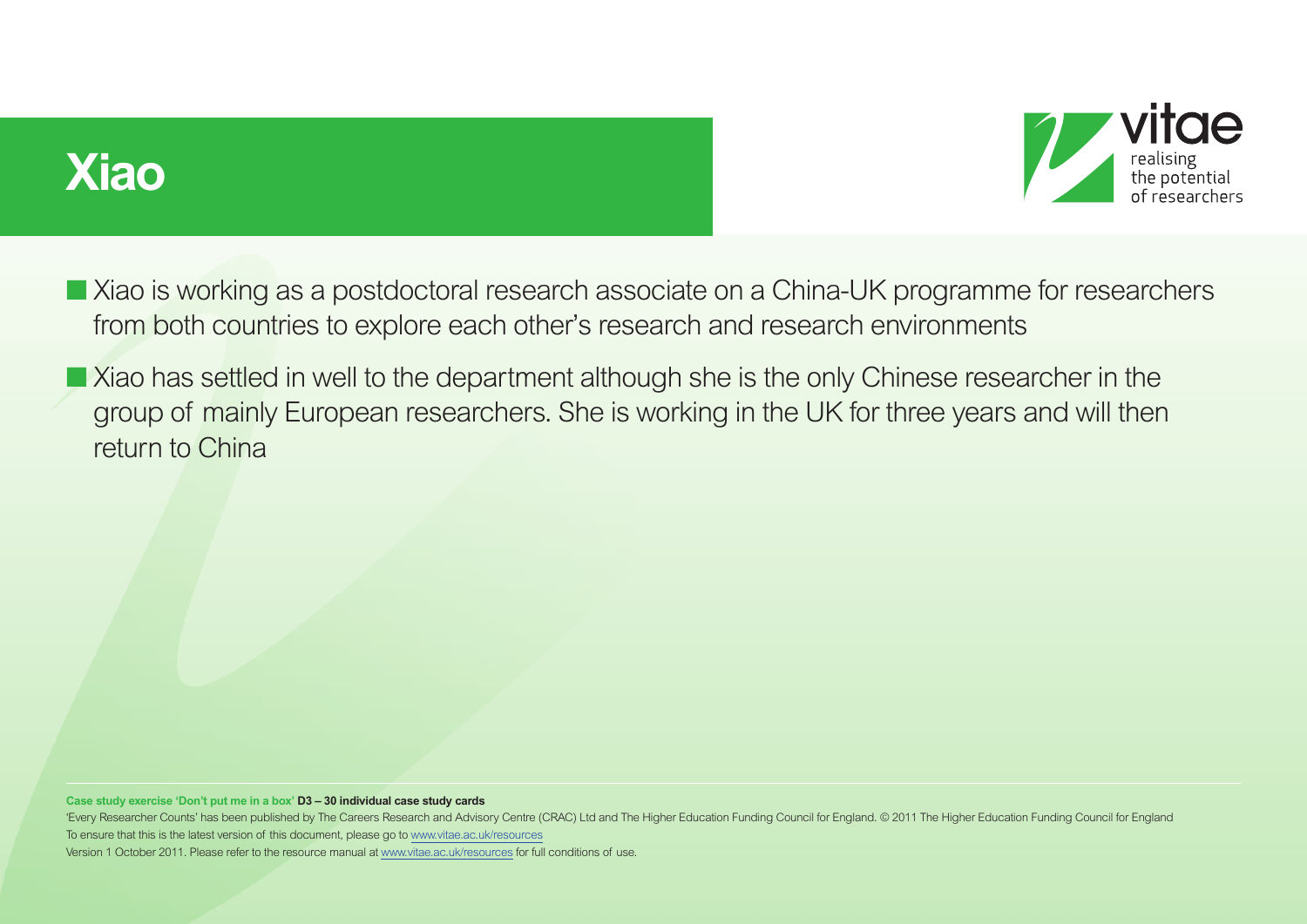# Xiao

- Xiao is working as a postdoctoral research associate on a China-UK programme for researchers from both countries to explore each other's research and research environments
- Xiao has settled in well to the department although she is the only Chinese researcher in the group of mainly European researchers. She is working in the UK for three years and will then return to China

**Case study exercise 'Don't put me in a box' D3 – 30 individual case study cards**

'Every Researcher Counts' has been published by The Careers Research and Advisory Centre (CRAC) Ltd and The Higher Education Funding Council for England. © 2011 The Higher Education Funding Council for England
To ensure that this is the latest version of this document, please go to www.vitae.ac.uk/resources
Version 1 October 2011. Please refer to the resource manual at www.vitae.ac.uk/resources for full conditions of use.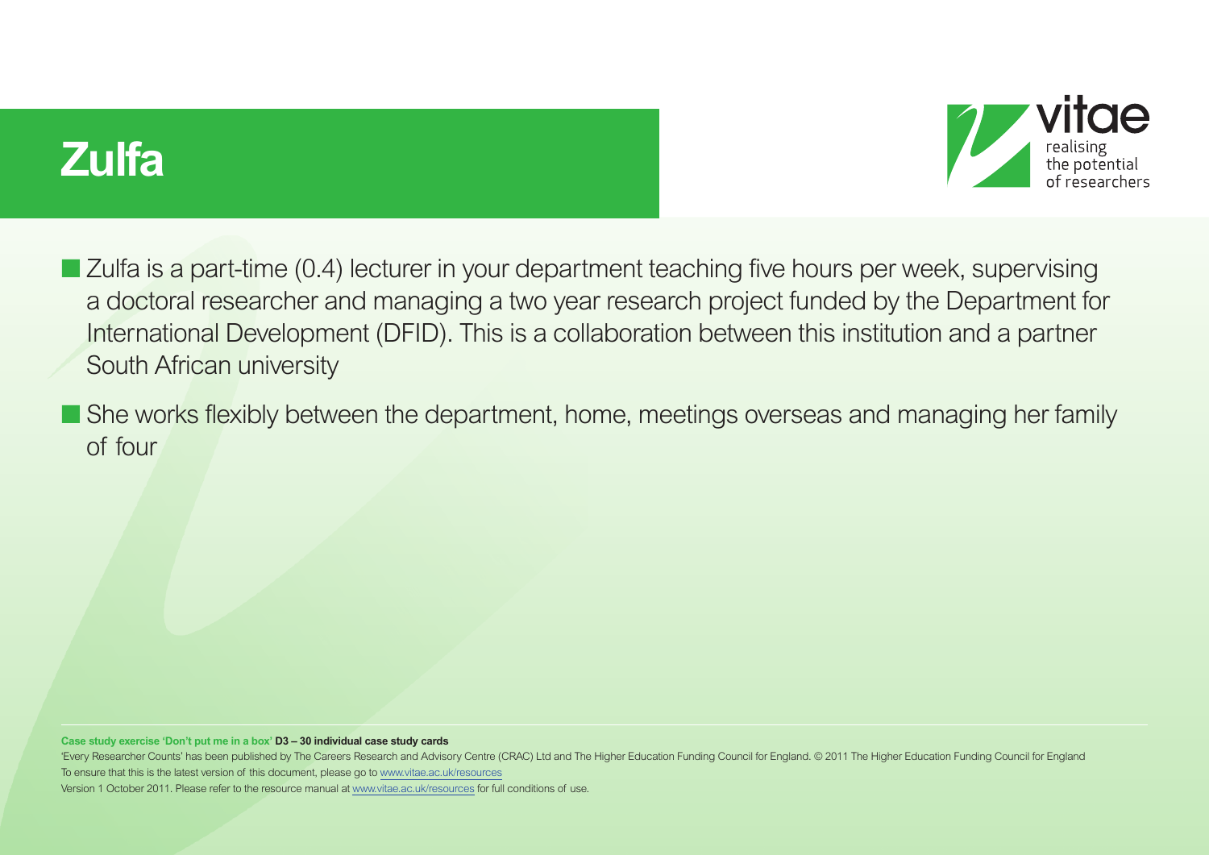# Zulfa

- Zulfa is a part-time (0.4) lecturer in your department teaching five hours per week, supervising a doctoral researcher and managing a two year research project funded by the Department for International Development (DFID). This is a collaboration between this institution and a partner South African university
- She works flexibly between the department, home, meetings overseas and managing her family of four

**Case study exercise 'Don't put me in a box' D3 – 30 individual case study cards**

'Every Researcher Counts' has been published by The Careers Research and Advisory Centre (CRAC) Ltd and The Higher Education Funding Council for England. © 2011 The Higher Education Funding Council for England
To ensure that this is the latest version of this document, please go to www.vitae.ac.uk/resources
Version 1 October 2011. Please refer to the resource manual at www.vitae.ac.uk/resources for full conditions of use.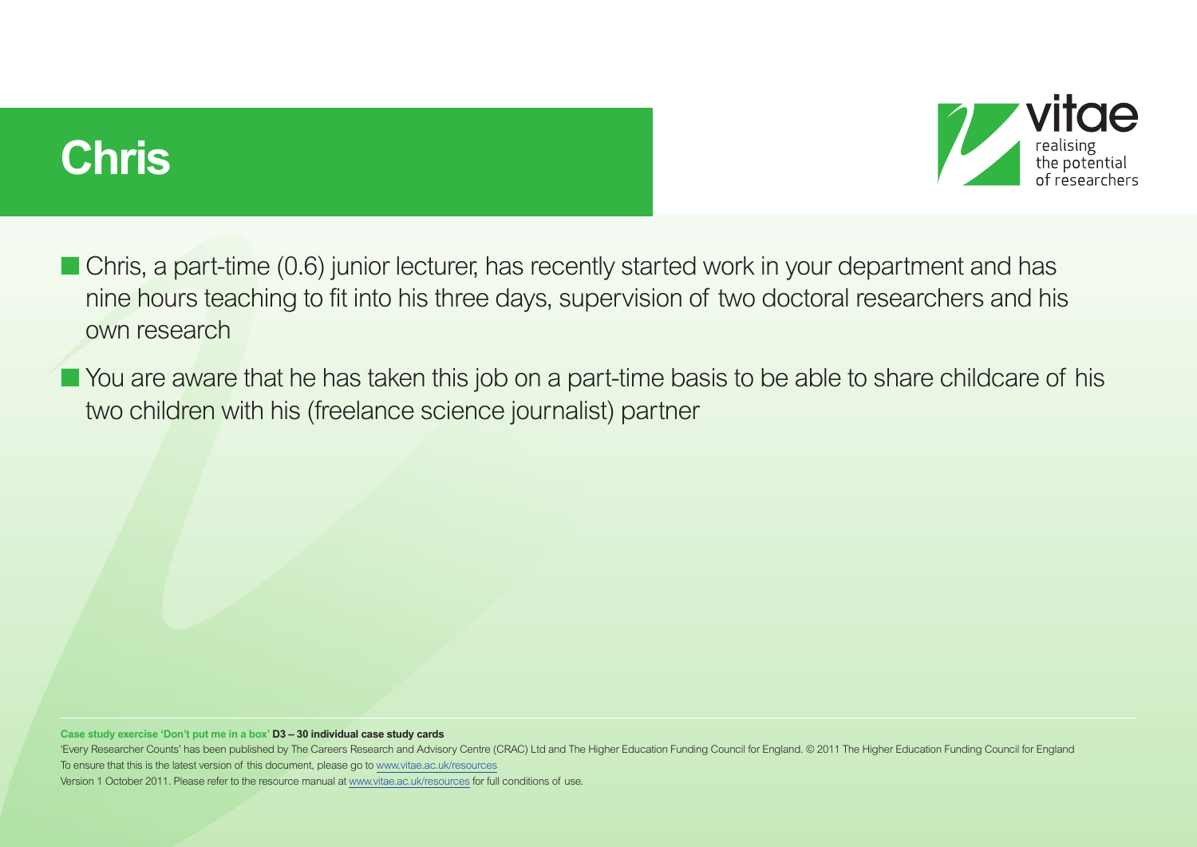# Chris

- Chris, a part-time (0.6) junior lecturer, has recently started work in your department and has nine hours teaching to fit into his three days, supervision of two doctoral researchers and his own research
- You are aware that he has taken this job on a part-time basis to be able to share childcare of his two children with his (freelance science journalist) partner

**Case study exercise 'Don't put me in a box' D3 – 30 individual case study cards**

'Every Researcher Counts' has been published by The Careers Research and Advisory Centre (CRAC) Ltd and The Higher Education Funding Council for England. © 2011 The Higher Education Funding Council for England

To ensure that this is the latest version of this document, please go to www.vitae.ac.uk/resources

Version 1 October 2011. Please refer to the resource manual at www.vitae.ac.uk/resources for full conditions of use.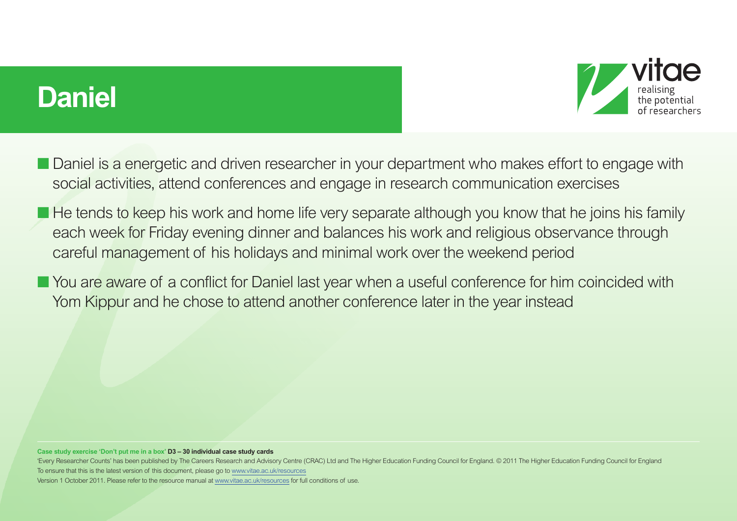# Daniel

- Daniel is a energetic and driven researcher in your department who makes effort to engage with social activities, attend conferences and engage in research communication exercises
- He tends to keep his work and home life very separate although you know that he joins his family each week for Friday evening dinner and balances his work and religious observance through careful management of his holidays and minimal work over the weekend period
- You are aware of a conflict for Daniel last year when a useful conference for him coincided with Yom Kippur and he chose to attend another conference later in the year instead

**Case study exercise 'Don't put me in a box' D3 – 30 individual case study cards**

'Every Researcher Counts' has been published by The Careers Research and Advisory Centre (CRAC) Ltd and The Higher Education Funding Council for England. © 2011 The Higher Education Funding Council for England

To ensure that this is the latest version of this document, please go to www.vitae.ac.uk/resources

Version 1 October 2011. Please refer to the resource manual at www.vitae.ac.uk/resources for full conditions of use.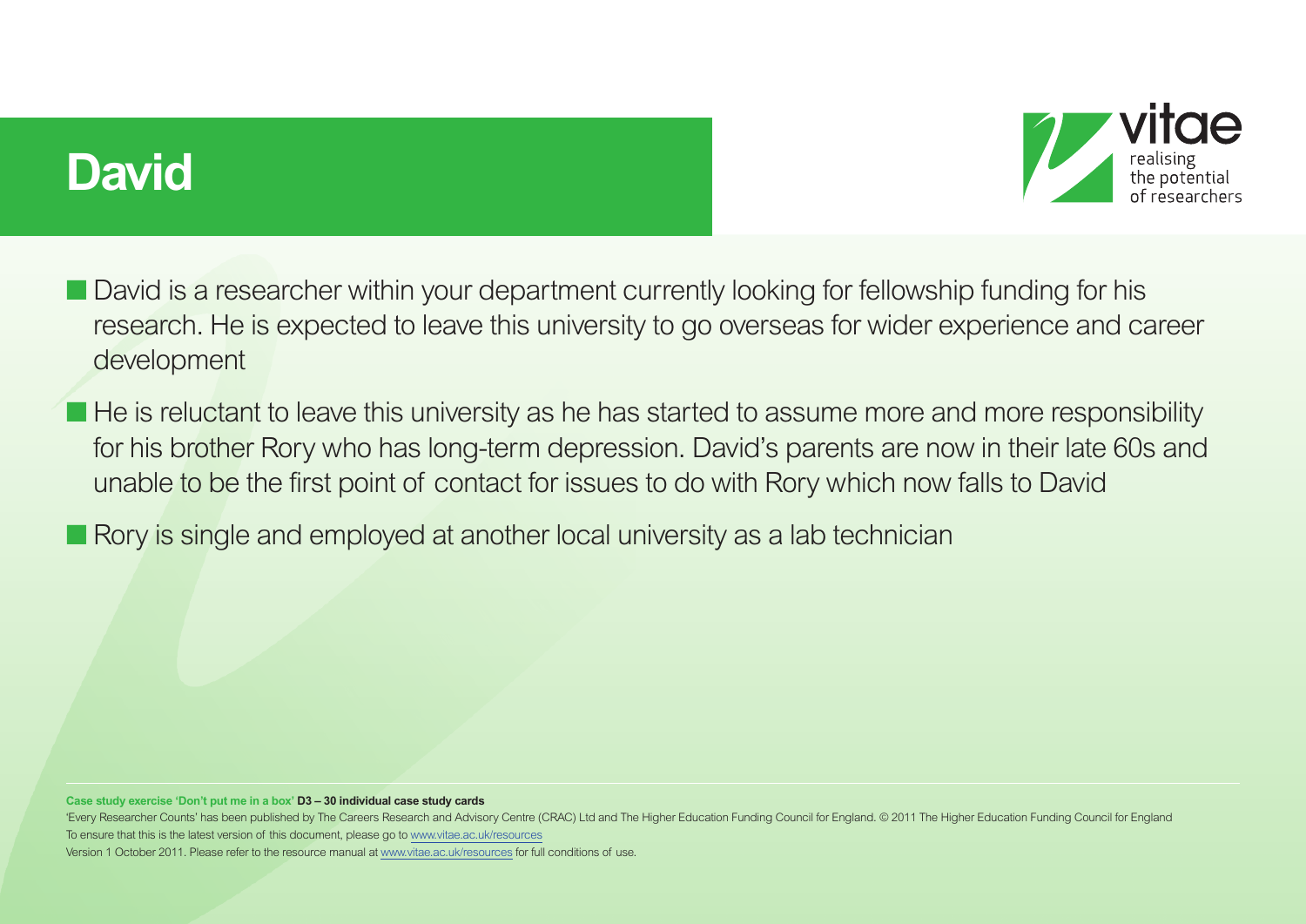# David

- David is a researcher within your department currently looking for fellowship funding for his research. He is expected to leave this university to go overseas for wider experience and career development
- He is reluctant to leave this university as he has started to assume more and more responsibility for his brother Rory who has long-term depression. David's parents are now in their late 60s and unable to be the first point of contact for issues to do with Rory which now falls to David
- Rory is single and employed at another local university as a lab technician

**Case study exercise 'Don't put me in a box' D3 – 30 individual case study cards**

'Every Researcher Counts' has been published by The Careers Research and Advisory Centre (CRAC) Ltd and The Higher Education Funding Council for England. © 2011 The Higher Education Funding Council for England
To ensure that this is the latest version of this document, please go to www.vitae.ac.uk/resources
Version 1 October 2011. Please refer to the resource manual at www.vitae.ac.uk/resources for full conditions of use.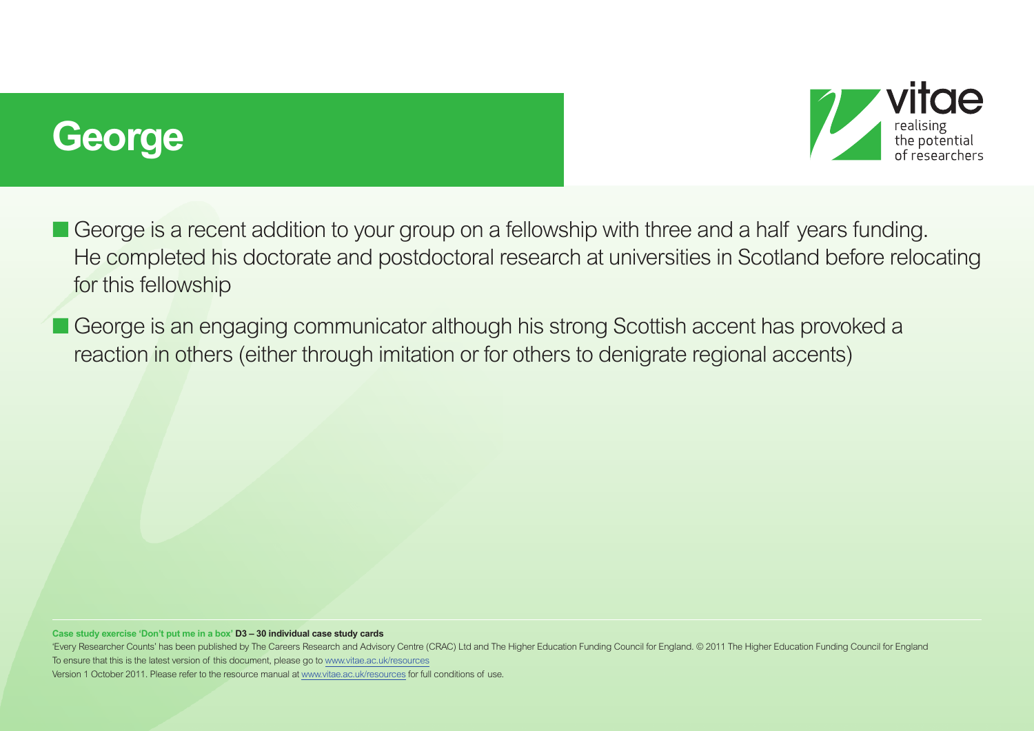# George

- George is a recent addition to your group on a fellowship with three and a half years funding. He completed his doctorate and postdoctoral research at universities in Scotland before relocating for this fellowship
- George is an engaging communicator although his strong Scottish accent has provoked a reaction in others (either through imitation or for others to denigrate regional accents)

**Case study exercise 'Don't put me in a box' D3 – 30 individual case study cards**

'Every Researcher Counts' has been published by The Careers Research and Advisory Centre (CRAC) Ltd and The Higher Education Funding Council for England. © 2011 The Higher Education Funding Council for England
To ensure that this is the latest version of this document, please go to www.vitae.ac.uk/resources
Version 1 October 2011. Please refer to the resource manual at www.vitae.ac.uk/resources for full conditions of use.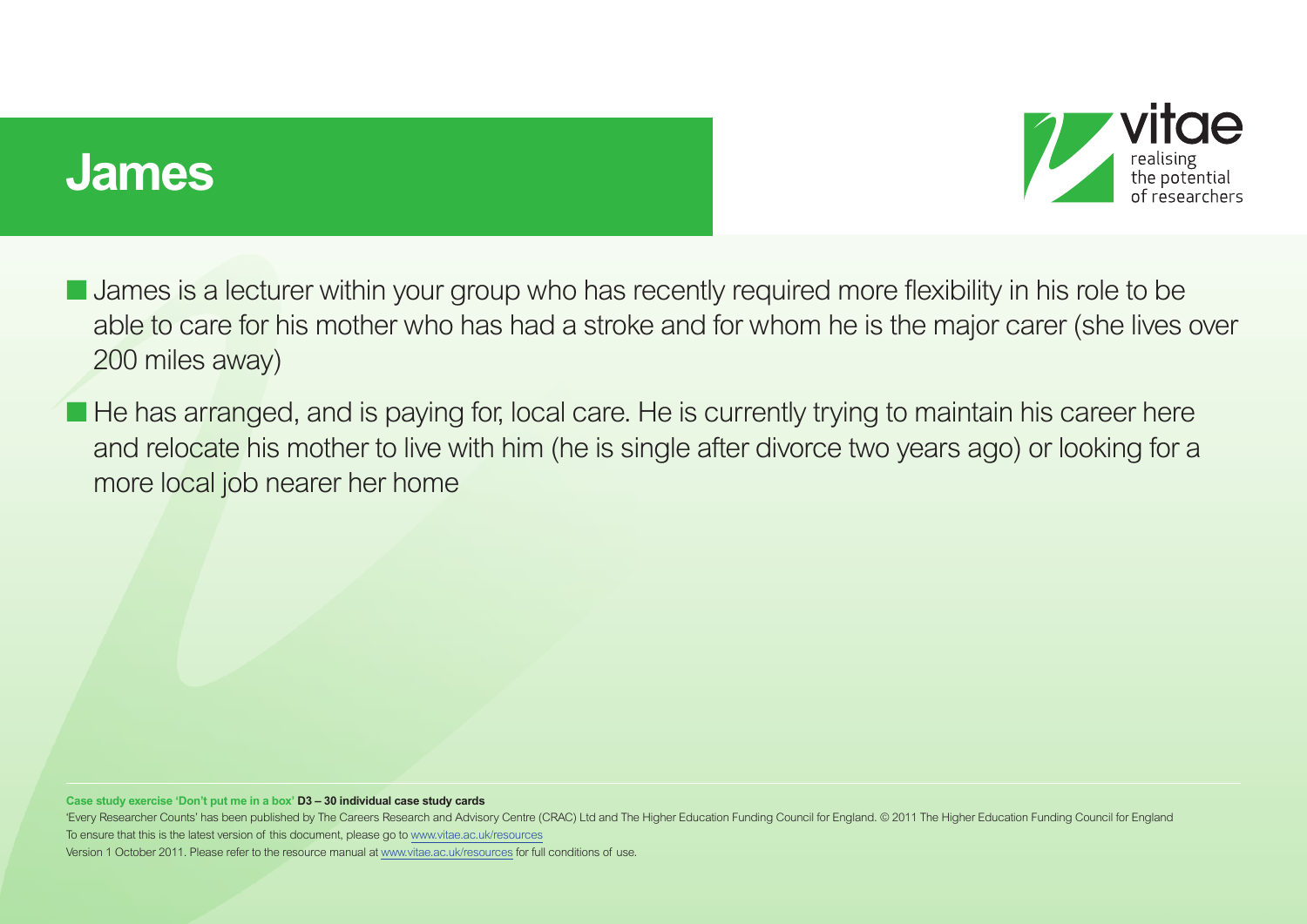# James

- James is a lecturer within your group who has recently required more flexibility in his role to be able to care for his mother who has had a stroke and for whom he is the major carer (she lives over 200 miles away)
- He has arranged, and is paying for, local care. He is currently trying to maintain his career here and relocate his mother to live with him (he is single after divorce two years ago) or looking for a more local job nearer her home

**Case study exercise 'Don't put me in a box' D3 – 30 individual case study cards**

'Every Researcher Counts' has been published by The Careers Research and Advisory Centre (CRAC) Ltd and The Higher Education Funding Council for England. © 2011 The Higher Education Funding Council for England
To ensure that this is the latest version of this document, please go to www.vitae.ac.uk/resources
Version 1 October 2011. Please refer to the resource manual at www.vitae.ac.uk/resources for full conditions of use.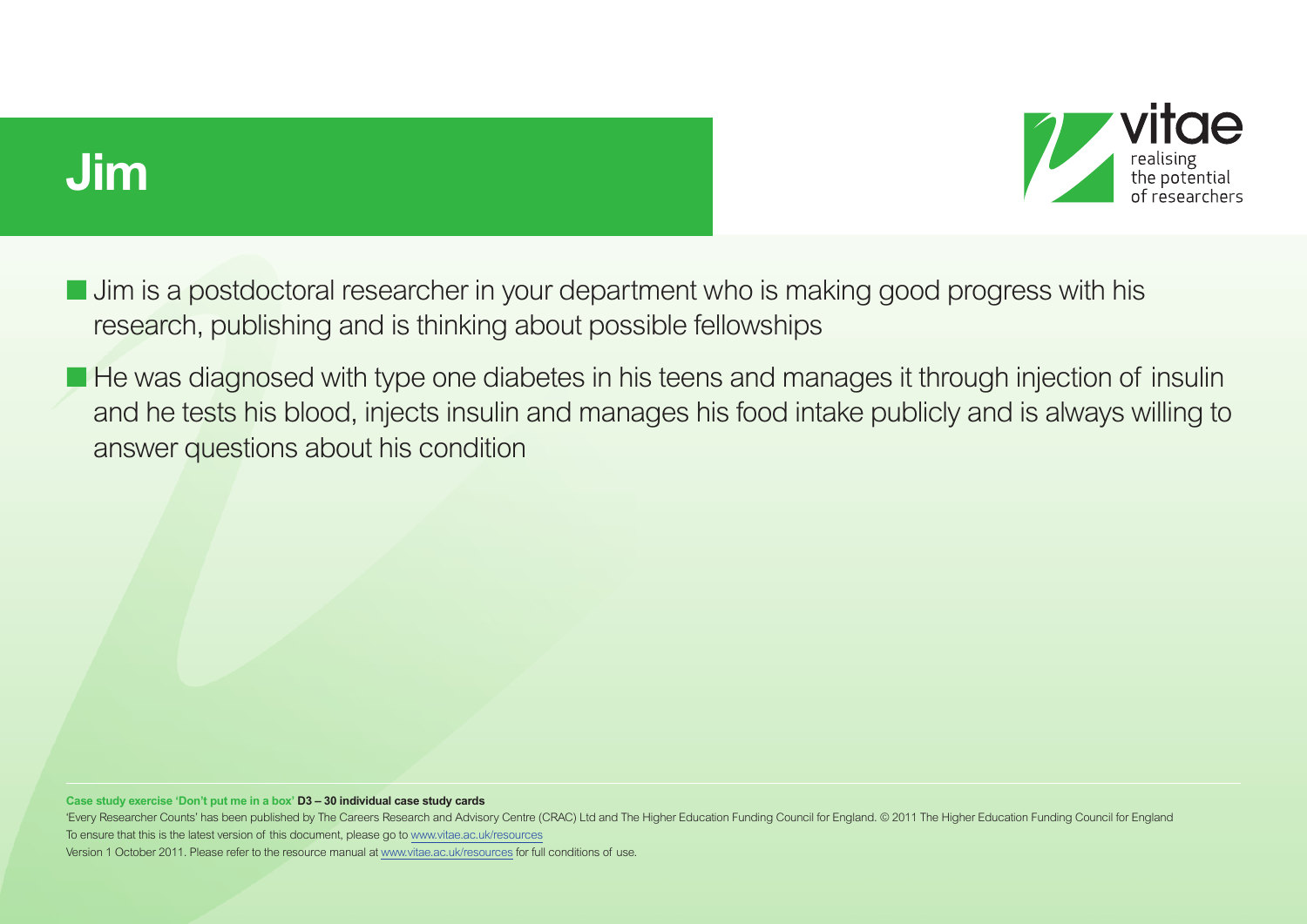# Jim

- Jim is a postdoctoral researcher in your department who is making good progress with his research, publishing and is thinking about possible fellowships
- He was diagnosed with type one diabetes in his teens and manages it through injection of insulin and he tests his blood, injects insulin and manages his food intake publicly and is always willing to answer questions about his condition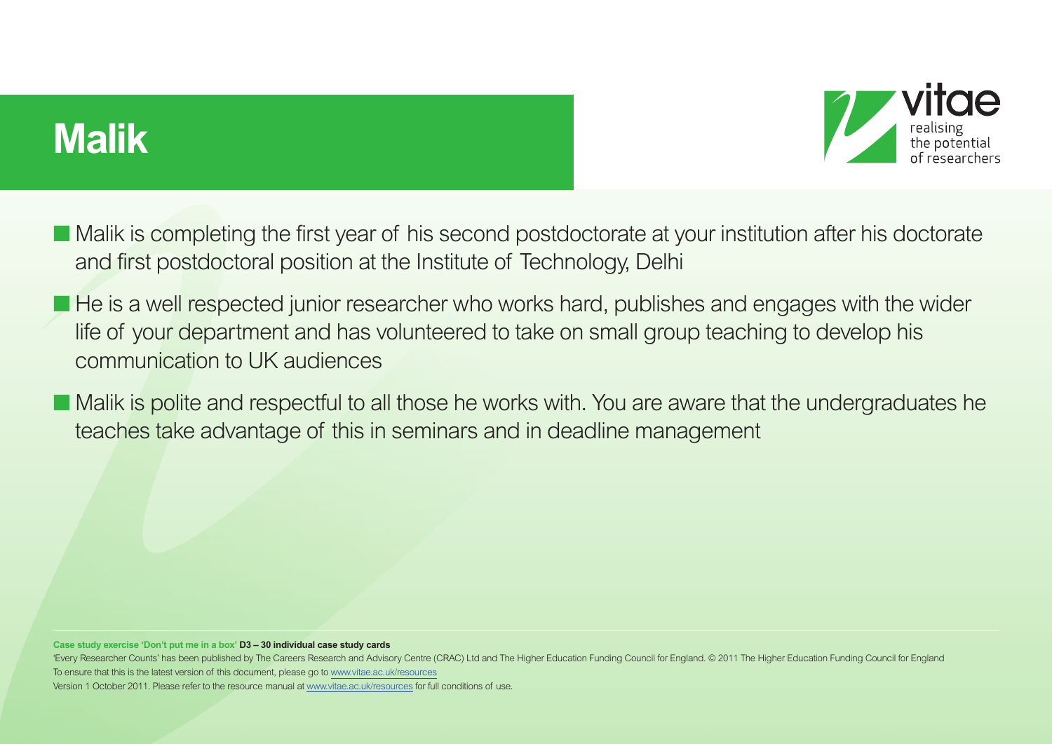# Malik

- Malik is completing the first year of his second postdoctorate at your institution after his doctorate and first postdoctoral position at the Institute of Technology, Delhi
- He is a well respected junior researcher who works hard, publishes and engages with the wider life of your department and has volunteered to take on small group teaching to develop his communication to UK audiences
- Malik is polite and respectful to all those he works with. You are aware that the undergraduates he teaches take advantage of this in seminars and in deadline management

**Case study exercise 'Don't put me in a box' D3 – 30 individual case study cards**

'Every Researcher Counts' has been published by The Careers Research and Advisory Centre (CRAC) Ltd and The Higher Education Funding Council for England. © 2011 The Higher Education Funding Council for England
To ensure that this is the latest version of this document, please go to www.vitae.ac.uk/resources
Version 1 October 2011. Please refer to the resource manual at www.vitae.ac.uk/resources for full conditions of use.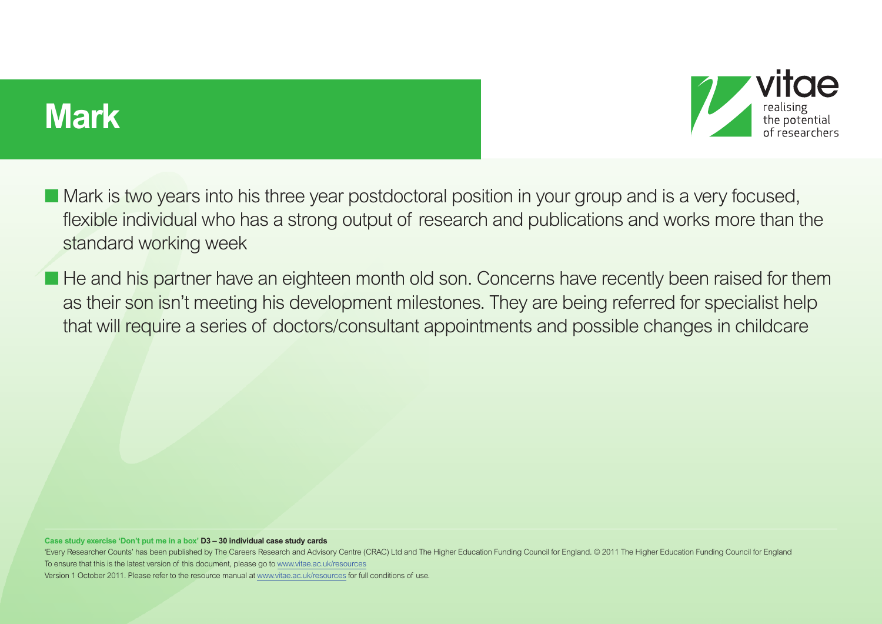# Mark

- Mark is two years into his three year postdoctoral position in your group and is a very focused, flexible individual who has a strong output of research and publications and works more than the standard working week
- He and his partner have an eighteen month old son. Concerns have recently been raised for them as their son isn't meeting his development milestones. They are being referred for specialist help that will require a series of doctors/consultant appointments and possible changes in childcare

**Case study exercise 'Don't put me in a box' D3 – 30 individual case study cards**

'Every Researcher Counts' has been published by The Careers Research and Advisory Centre (CRAC) Ltd and The Higher Education Funding Council for England. © 2011 The Higher Education Funding Council for England
To ensure that this is the latest version of this document, please go to www.vitae.ac.uk/resources
Version 1 October 2011. Please refer to the resource manual at www.vitae.ac.uk/resources for full conditions of use.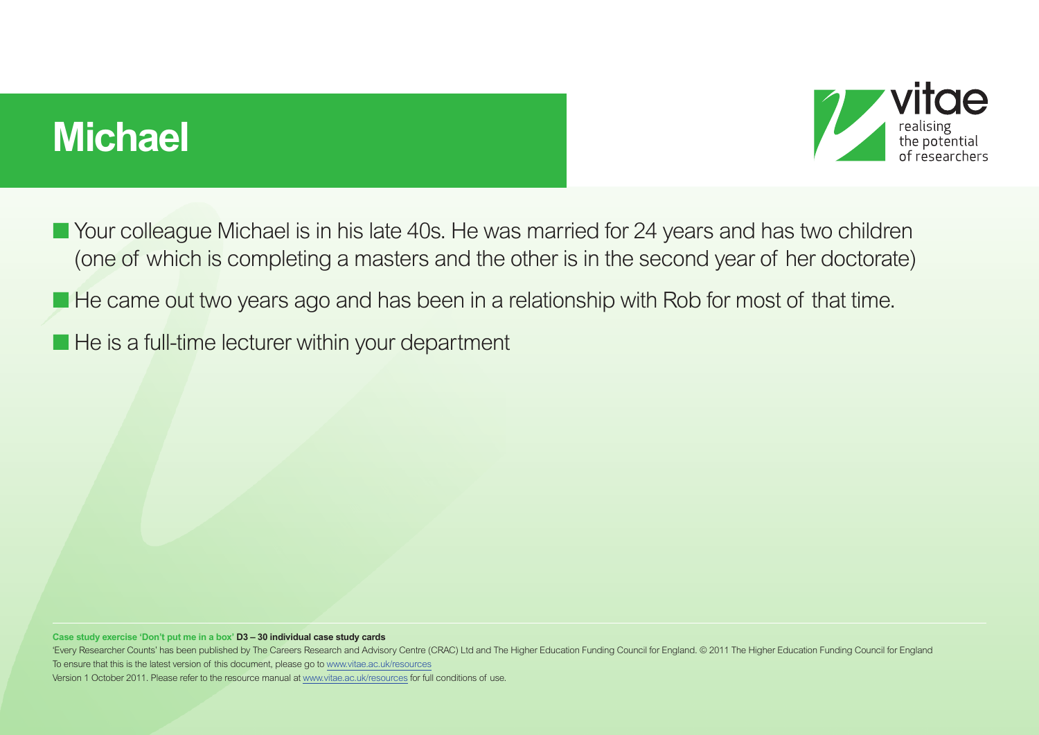# Michael

- Your colleague Michael is in his late 40s. He was married for 24 years and has two children (one of which is completing a masters and the other is in the second year of her doctorate)
- He came out two years ago and has been in a relationship with Rob for most of that time.
- He is a full-time lecturer within your department

**Case study exercise 'Don't put me in a box' D3 – 30 individual case study cards**

'Every Researcher Counts' has been published by The Careers Research and Advisory Centre (CRAC) Ltd and The Higher Education Funding Council for England. © 2011 The Higher Education Funding Council for England

To ensure that this is the latest version of this document, please go to www.vitae.ac.uk/resources

Version 1 October 2011. Please refer to the resource manual at www.vitae.ac.uk/resources for full conditions of use.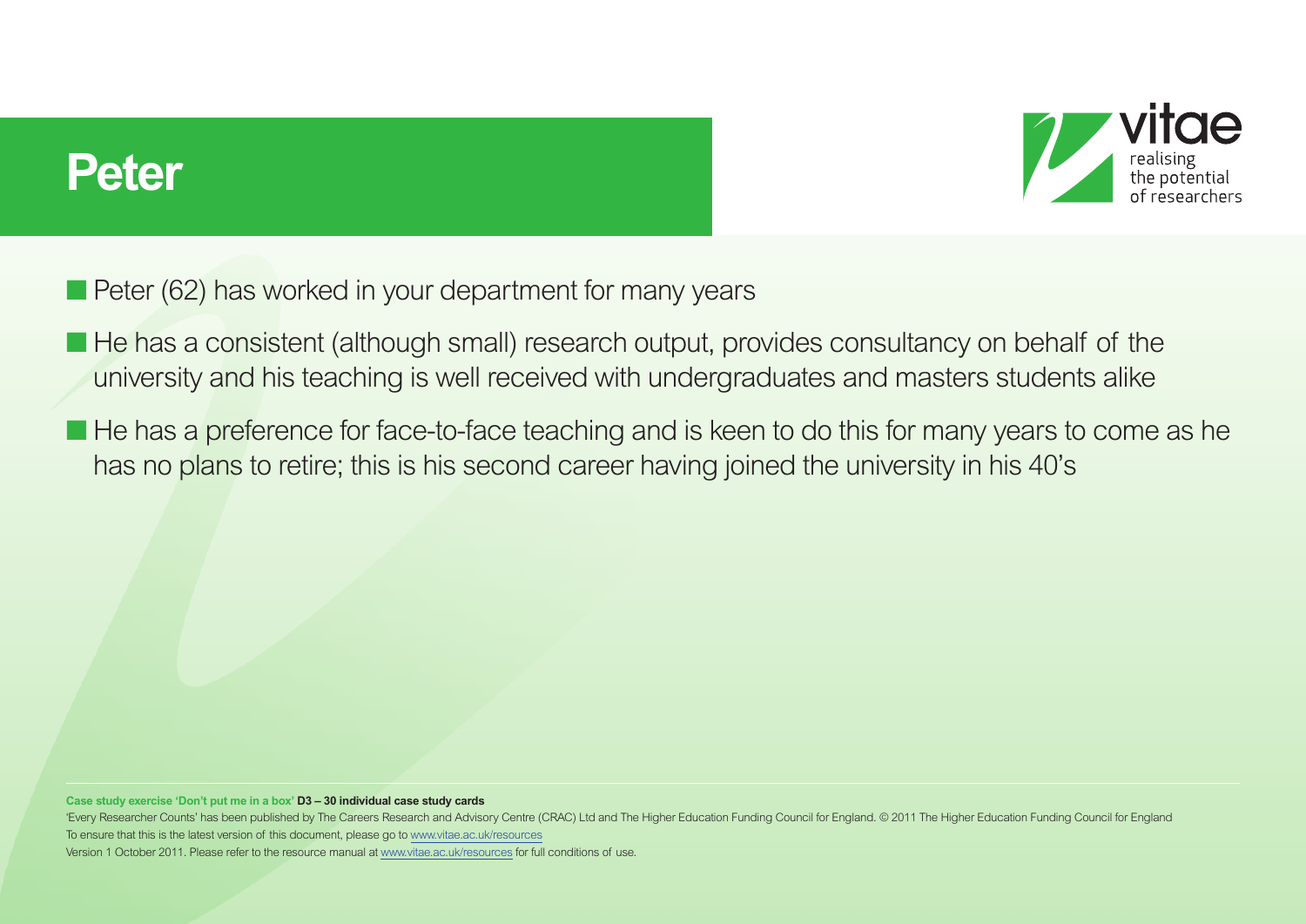# Peter

- Peter (62) has worked in your department for many years
- He has a consistent (although small) research output, provides consultancy on behalf of the university and his teaching is well received with undergraduates and masters students alike
- He has a preference for face-to-face teaching and is keen to do this for many years to come as he has no plans to retire; this is his second career having joined the university in his 40's

**Case study exercise 'Don't put me in a box' D3 – 30 individual case study cards**

'Every Researcher Counts' has been published by The Careers Research and Advisory Centre (CRAC) Ltd and The Higher Education Funding Council for England. © 2011 The Higher Education Funding Council for England
To ensure that this is the latest version of this document, please go to www.vitae.ac.uk/resources
Version 1 October 2011. Please refer to the resource manual at www.vitae.ac.uk/resources for full conditions of use.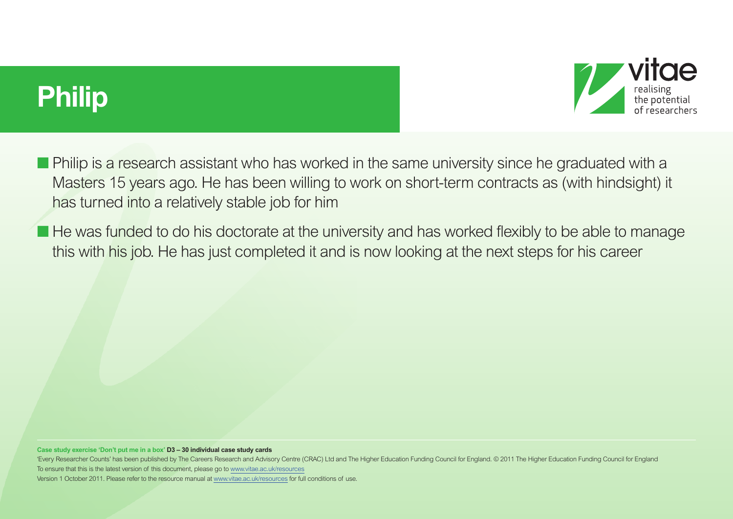# Philip

- Philip is a research assistant who has worked in the same university since he graduated with a Masters 15 years ago. He has been willing to work on short-term contracts as (with hindsight) it has turned into a relatively stable job for him
- He was funded to do his doctorate at the university and has worked flexibly to be able to manage this with his job. He has just completed it and is now looking at the next steps for his career

**Case study exercise 'Don't put me in a box' D3 – 30 individual case study cards**

'Every Researcher Counts' has been published by The Careers Research and Advisory Centre (CRAC) Ltd and The Higher Education Funding Council for England. © 2011 The Higher Education Funding Council for England
To ensure that this is the latest version of this document, please go to www.vitae.ac.uk/resources
Version 1 October 2011. Please refer to the resource manual at www.vitae.ac.uk/resources for full conditions of use.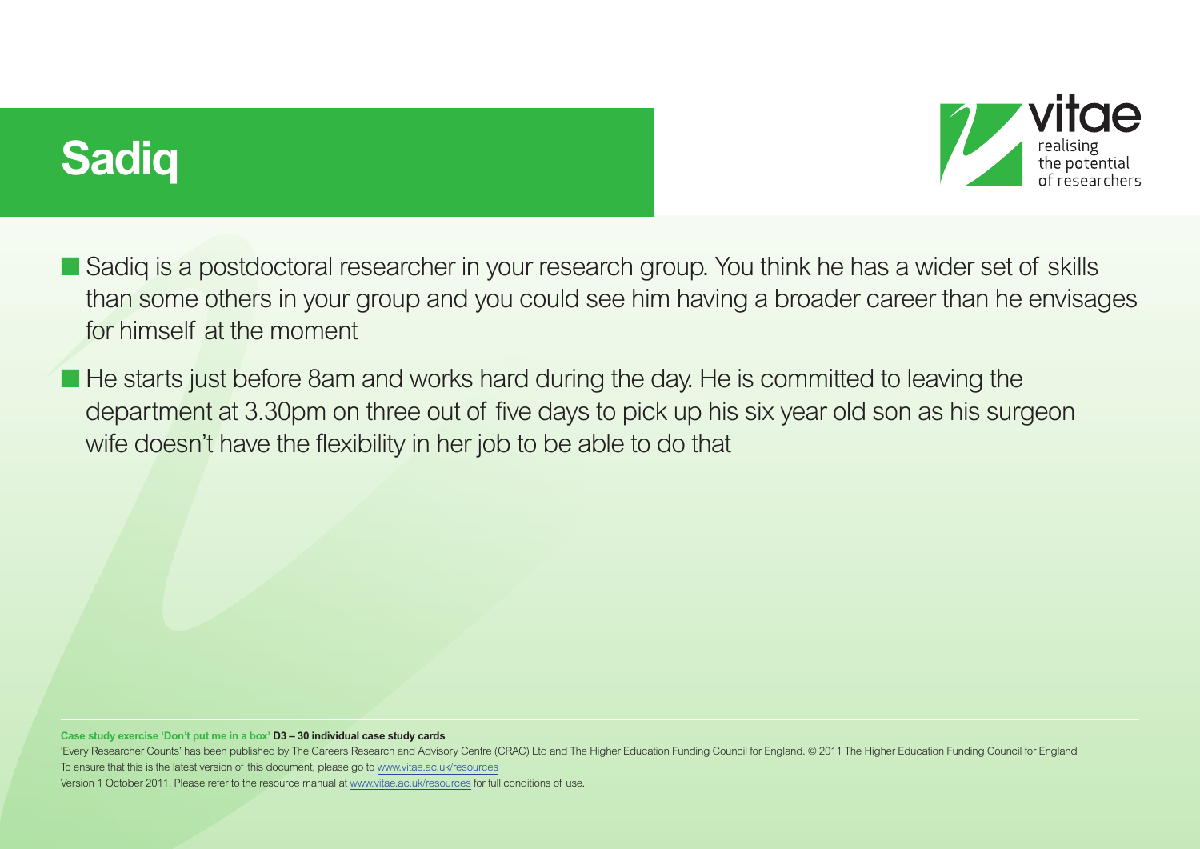# Sadiq

- Sadiq is a postdoctoral researcher in your research group. You think he has a wider set of skills than some others in your group and you could see him having a broader career than he envisages for himself at the moment
- He starts just before 8am and works hard during the day. He is committed to leaving the department at 3.30pm on three out of five days to pick up his six year old son as his surgeon wife doesn't have the flexibility in her job to be able to do that

**Case study exercise 'Don't put me in a box' D3 – 30 individual case study cards**

'Every Researcher Counts' has been published by The Careers Research and Advisory Centre (CRAC) Ltd and The Higher Education Funding Council for England. © 2011 The Higher Education Funding Council for England
To ensure that this is the latest version of this document, please go to www.vitae.ac.uk/resources
Version 1 October 2011. Please refer to the resource manual at www.vitae.ac.uk/resources for full conditions of use.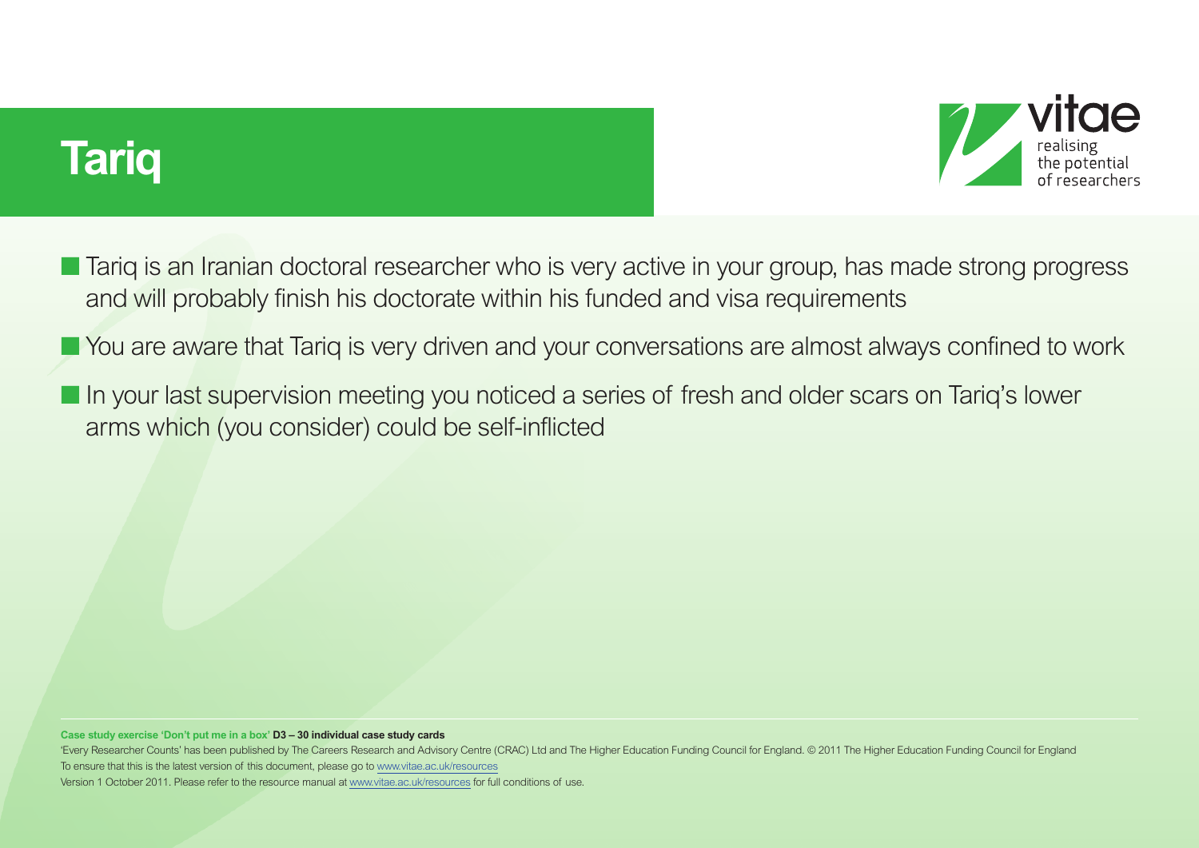# Tariq

vitae
realising the potential of researchers

- Tariq is an Iranian doctoral researcher who is very active in your group, has made strong progress and will probably finish his doctorate within his funded and visa requirements
- You are aware that Tariq is very driven and your conversations are almost always confined to work
- In your last supervision meeting you noticed a series of fresh and older scars on Tariq's lower arms which (you consider) could be self-inflicted

**Case study exercise 'Don't put me in a box' D3 – 30 individual case study cards**

'Every Researcher Counts' has been published by The Careers Research and Advisory Centre (CRAC) Ltd and The Higher Education Funding Council for England. © 2011 The Higher Education Funding Council for England
To ensure that this is the latest version of this document, please go to www.vitae.ac.uk/resources
Version 1 October 2011. Please refer to the resource manual at www.vitae.ac.uk/resources for full conditions of use.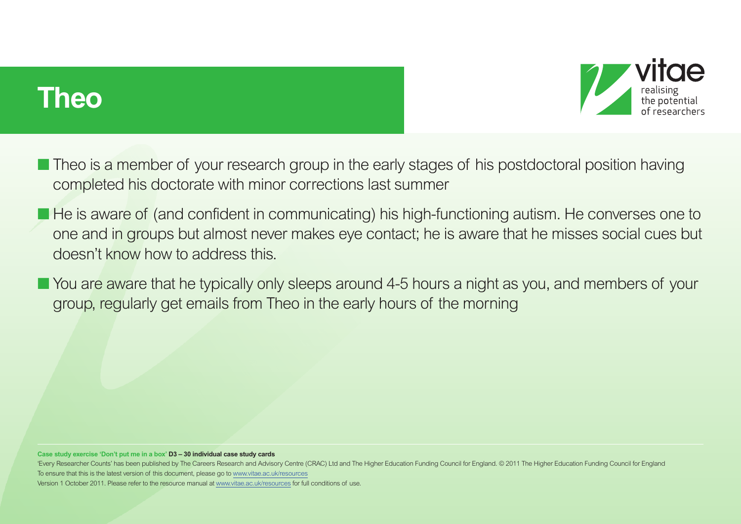# Theo

- Theo is a member of your research group in the early stages of his postdoctoral position having completed his doctorate with minor corrections last summer
- He is aware of (and confident in communicating) his high-functioning autism. He converses one to one and in groups but almost never makes eye contact; he is aware that he misses social cues but doesn't know how to address this.
- You are aware that he typically only sleeps around 4-5 hours a night as you, and members of your group, regularly get emails from Theo in the early hours of the morning

**Case study exercise 'Don't put me in a box' D3 – 30 individual case study cards**

'Every Researcher Counts' has been published by The Careers Research and Advisory Centre (CRAC) Ltd and The Higher Education Funding Council for England. © 2011 The Higher Education Funding Council for England

To ensure that this is the latest version of this document, please go to www.vitae.ac.uk/resources

Version 1 October 2011. Please refer to the resource manual at www.vitae.ac.uk/resources for full conditions of use.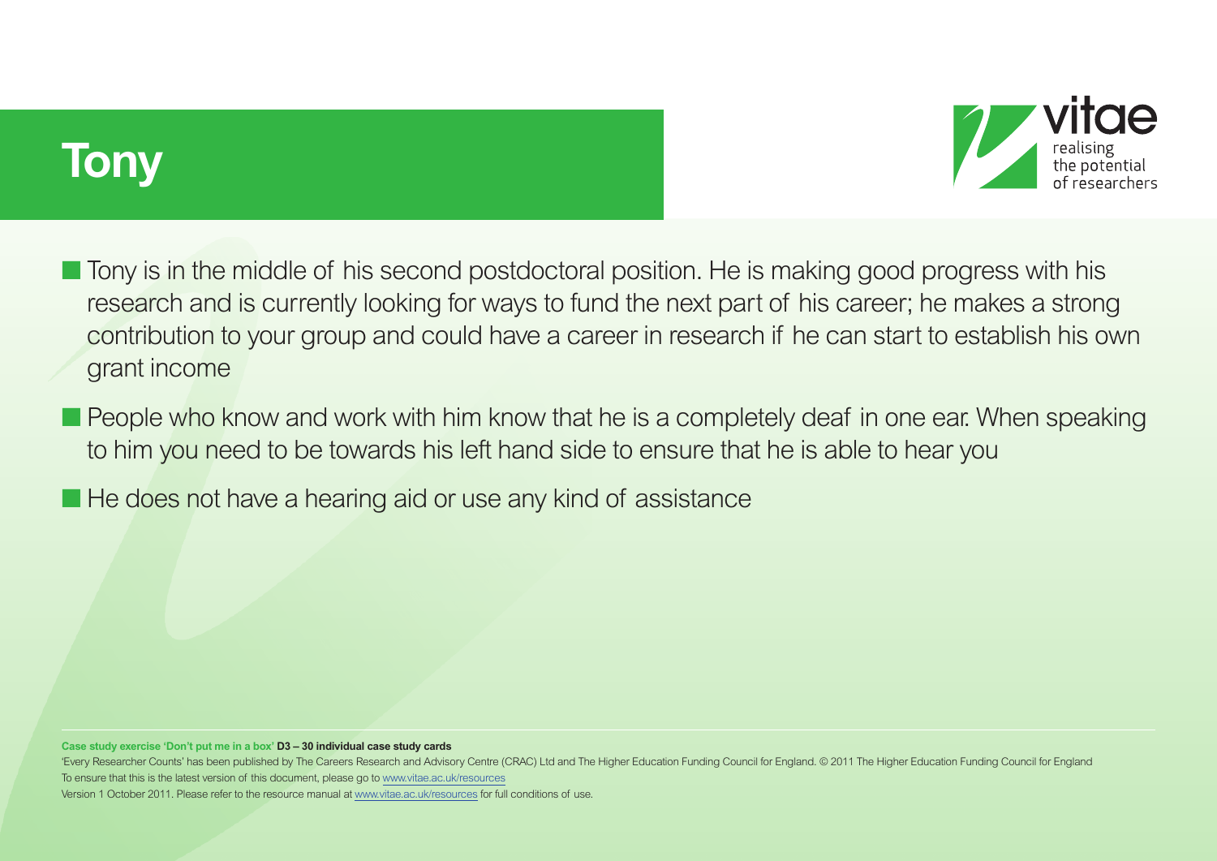# Tony

- Tony is in the middle of his second postdoctoral position. He is making good progress with his research and is currently looking for ways to fund the next part of his career; he makes a strong contribution to your group and could have a career in research if he can start to establish his own grant income
- People who know and work with him know that he is a completely deaf in one ear. When speaking to him you need to be towards his left hand side to ensure that he is able to hear you
- He does not have a hearing aid or use any kind of assistance

**Case study exercise 'Don't put me in a box' D3 – 30 individual case study cards**

'Every Researcher Counts' has been published by The Careers Research and Advisory Centre (CRAC) Ltd and The Higher Education Funding Council for England. © 2011 The Higher Education Funding Council for England

To ensure that this is the latest version of this document, please go to www.vitae.ac.uk/resources

Version 1 October 2011. Please refer to the resource manual at www.vitae.ac.uk/resources for full conditions of use.